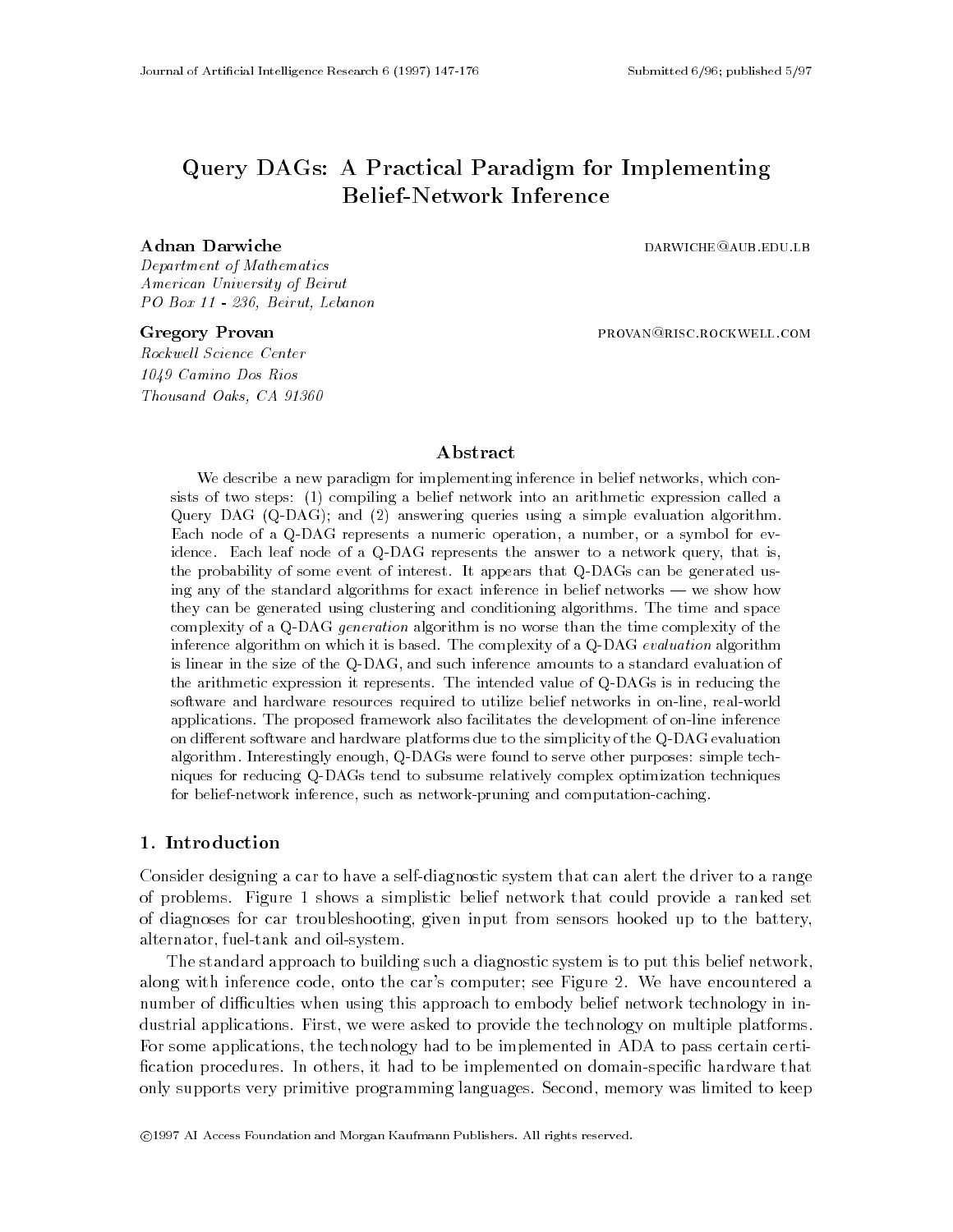# Query DAGs: A Practical Paradigm for Implementing Belief-Network Inference

**Adnan Darwiche** DARWICHE@AUB.EDU.LB

*Department of Mathematics*
*American University of Beirut*
*PO Box 11 - 236, Beirut, Lebanon*

**Gregory Provan** PROVAN@RISC.ROCKWELL.COM

*Rockwell Science Center*
*1049 Camino Dos Rios*
*Thousand Oaks, CA 91360*

## Abstract

We describe a new paradigm for implementing inference in belief networks, which consists of two steps: (1) compiling a belief network into an arithmetic expression called a Query DAG (Q-DAG); and (2) answering queries using a simple evaluation algorithm. Each node of a Q-DAG represents a numeric operation, a number, or a symbol for evidence. Each leaf node of a Q-DAG represents the answer to a network query, that is, the probability of some event of interest. It appears that Q-DAGs can be generated using any of the standard algorithms for exact inference in belief networks — we show how they can be generated using clustering and conditioning algorithms. The time and space complexity of a Q-DAG *generation* algorithm is no worse than the time complexity of the inference algorithm on which it is based. The complexity of a Q-DAG *evaluation* algorithm is linear in the size of the Q-DAG, and such inference amounts to a standard evaluation of the arithmetic expression it represents. The intended value of Q-DAGs is in reducing the software and hardware resources required to utilize belief networks in on-line, real-world applications. The proposed framework also facilitates the development of on-line inference on different software and hardware platforms due to the simplicity of the Q-DAG evaluation algorithm. Interestingly enough, Q-DAGs were found to serve other purposes: simple techniques for reducing Q-DAGs tend to subsume relatively complex optimization techniques for belief-network inference, such as network-pruning and computation-caching.

## 1. Introduction

Consider designing a car to have a self-diagnostic system that can alert the driver to a range of problems. Figure 1 shows a simplistic belief network that could provide a ranked set of diagnoses for car troubleshooting, given input from sensors hooked up to the battery, alternator, fuel-tank and oil-system.

The standard approach to building such a diagnostic system is to put this belief network, along with inference code, onto the car's computer; see Figure 2. We have encountered a number of difficulties when using this approach to embody belief network technology in industrial applications. First, we were asked to provide the technology on multiple platforms. For some applications, the technology had to be implemented in ADA to pass certain certification procedures. In others, it had to be implemented on domain-specific hardware that only supports very primitive programming languages. Second, memory was limited to keep

©1997 AI Access Foundation and Morgan Kaufmann Publishers. All rights reserved.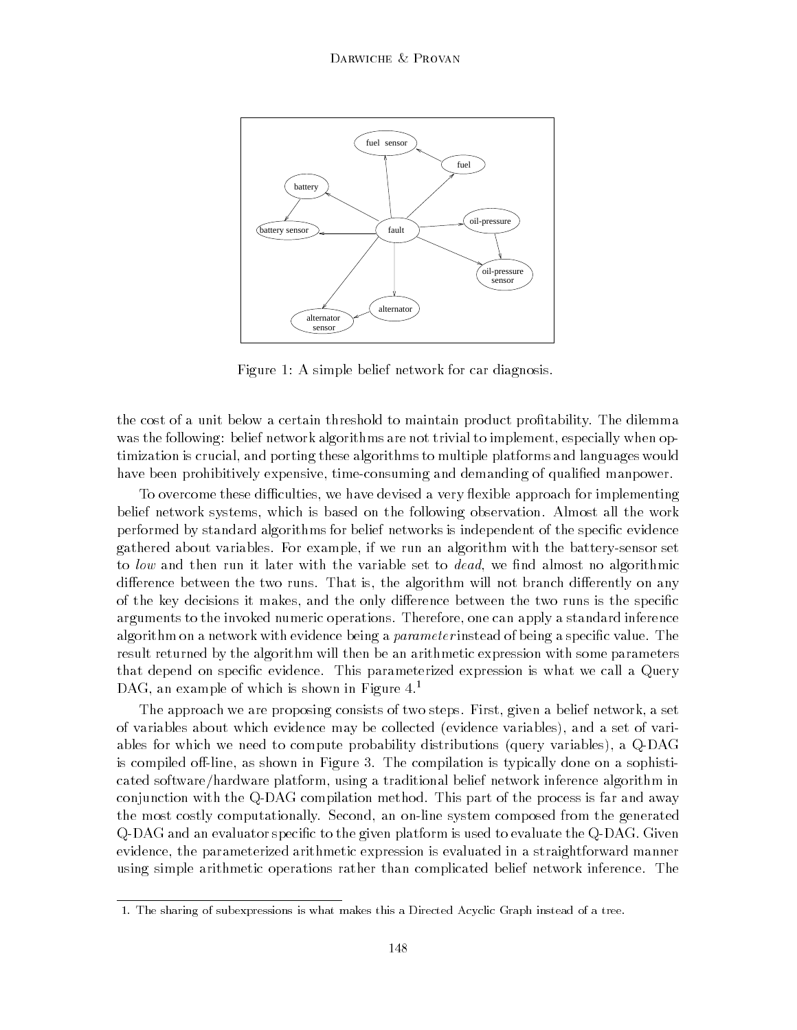Figure 1: A simple belief network for car diagnosis.

the cost of a unit below a certain threshold to maintain product profitability. The dilemma was the following: belief network algorithms are not trivial to implement, especially when optimization is crucial, and porting these algorithms to multiple platforms and languages would have been prohibitively expensive, time-consuming and demanding of qualified manpower.

To overcome these difficulties, we have devised a very flexible approach for implementing belief network systems, which is based on the following observation. Almost all the work performed by standard algorithms for belief networks is independent of the specific evidence gathered about variables. For example, if we run an algorithm with the battery-sensor set to *low* and then run it later with the variable set to *dead*, we find almost no algorithmic difference between the two runs. That is, the algorithm will not branch differently on any of the key decisions it makes, and the only difference between the two runs is the specific arguments to the invoked numeric operations. Therefore, one can apply a standard inference algorithm on a network with evidence being a *parameter* instead of being a specific value. The result returned by the algorithm will then be an arithmetic expression with some parameters that depend on specific evidence. This parameterized expression is what we call a Query DAG, an example of which is shown in Figure 4.[1]

The approach we are proposing consists of two steps. First, given a belief network, a set of variables about which evidence may be collected (evidence variables), and a set of variables for which we need to compute probability distributions (query variables), a Q-DAG is compiled off-line, as shown in Figure 3. The compilation is typically done on a sophisticated software/hardware platform, using a traditional belief network inference algorithm in conjunction with the Q-DAG compilation method. This part of the process is far and away the most costly computationally. Second, an on-line system composed from the generated Q-DAG and an evaluator specific to the given platform is used to evaluate the Q-DAG. Given evidence, the parameterized arithmetic expression is evaluated in a straightforward manner using simple arithmetic operations rather than complicated belief network inference. The

1. The sharing of subexpressions is what makes this a Directed Acyclic Graph instead of a tree.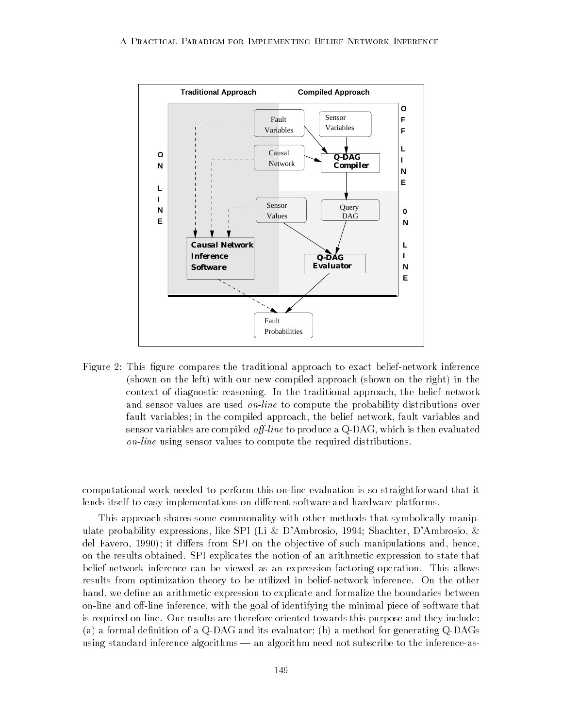Figure 2: This figure compares the traditional approach to exact belief-network inference (shown on the left) with our new compiled approach (shown on the right) in the context of diagnostic reasoning. In the traditional approach, the belief network and sensor values are used *on-line* to compute the probability distributions over fault variables; in the compiled approach, the belief network, fault variables and sensor variables are compiled *off-line* to produce a Q-DAG, which is then evaluated *on-line* using sensor values to compute the required distributions.

computational work needed to perform this on-line evaluation is so straightforward that it lends itself to easy implementations on different software and hardware platforms.

This approach shares some commonality with other methods that symbolically manipulate probability expressions, like SPI (Li & D'Ambrosio, 1994; Shachter, D'Ambrosio, & del Favero, 1990); it differs from SPI on the objective of such manipulations and, hence, on the results obtained. SPI explicates the notion of an arithmetic expression to state that belief-network inference can be viewed as an expression-factoring operation. This allows results from optimization theory to be utilized in belief-network inference. On the other hand, we define an arithmetic expression to explicate and formalize the boundaries between on-line and off-line inference, with the goal of identifying the minimal piece of software that is required on-line. Our results are therefore oriented towards this purpose and they include: (a) a formal definition of a Q-DAG and its evaluator; (b) a method for generating Q-DAGs using standard inference algorithms — an algorithm need not subscribe to the inference-as-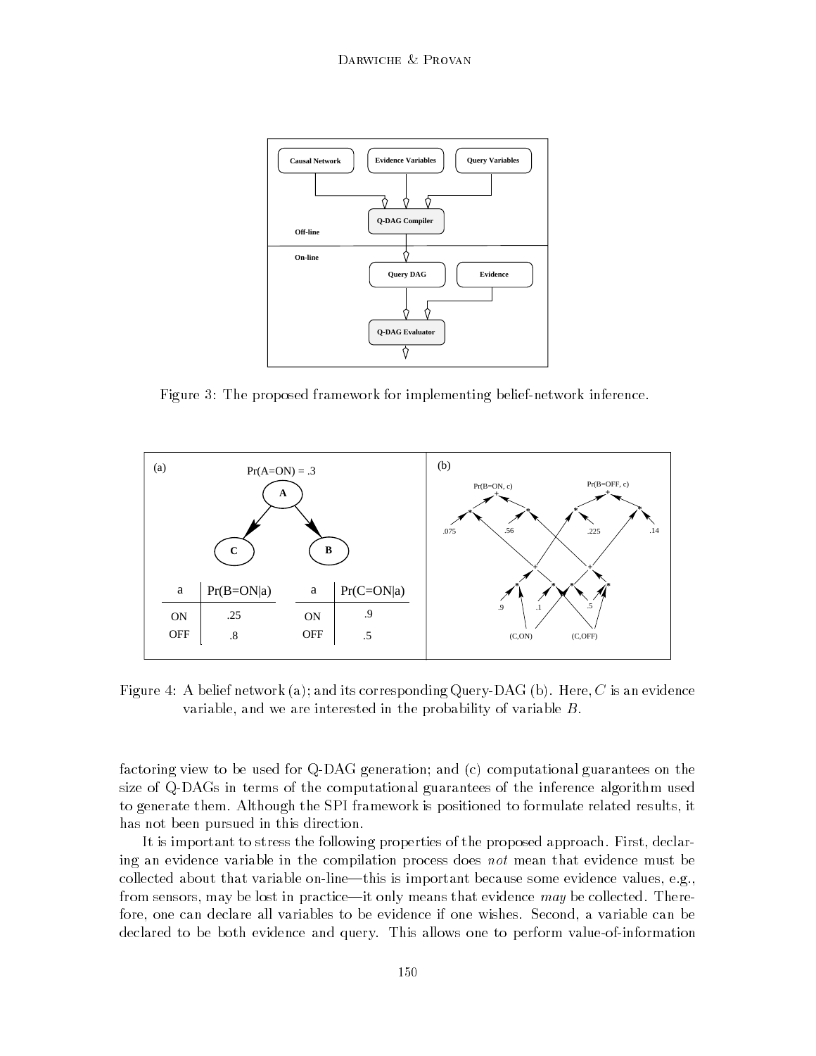Figure 3: The proposed framework for implementing belief-network inference.

Figure 4: A belief network (a); and its corresponding Query-DAG (b). Here, $C$ is an evidence variable, and we are interested in the probability of variable $B$.

factoring view to be used for Q-DAG generation; and (c) computational guarantees on the size of Q-DAGs in terms of the computational guarantees of the inference algorithm used to generate them. Although the SPI framework is positioned to formulate related results, it has not been pursued in this direction.

It is important to stress the following properties of the proposed approach. First, declaring an evidence variable in the compilation process does *not* mean that evidence must be collected about that variable on-line—this is important because some evidence values, e.g., from sensors, may be lost in practice—it only means that evidence *may* be collected. Therefore, one can declare all variables to be evidence if one wishes. Second, a variable can be declared to be both evidence and query. This allows one to perform value-of-information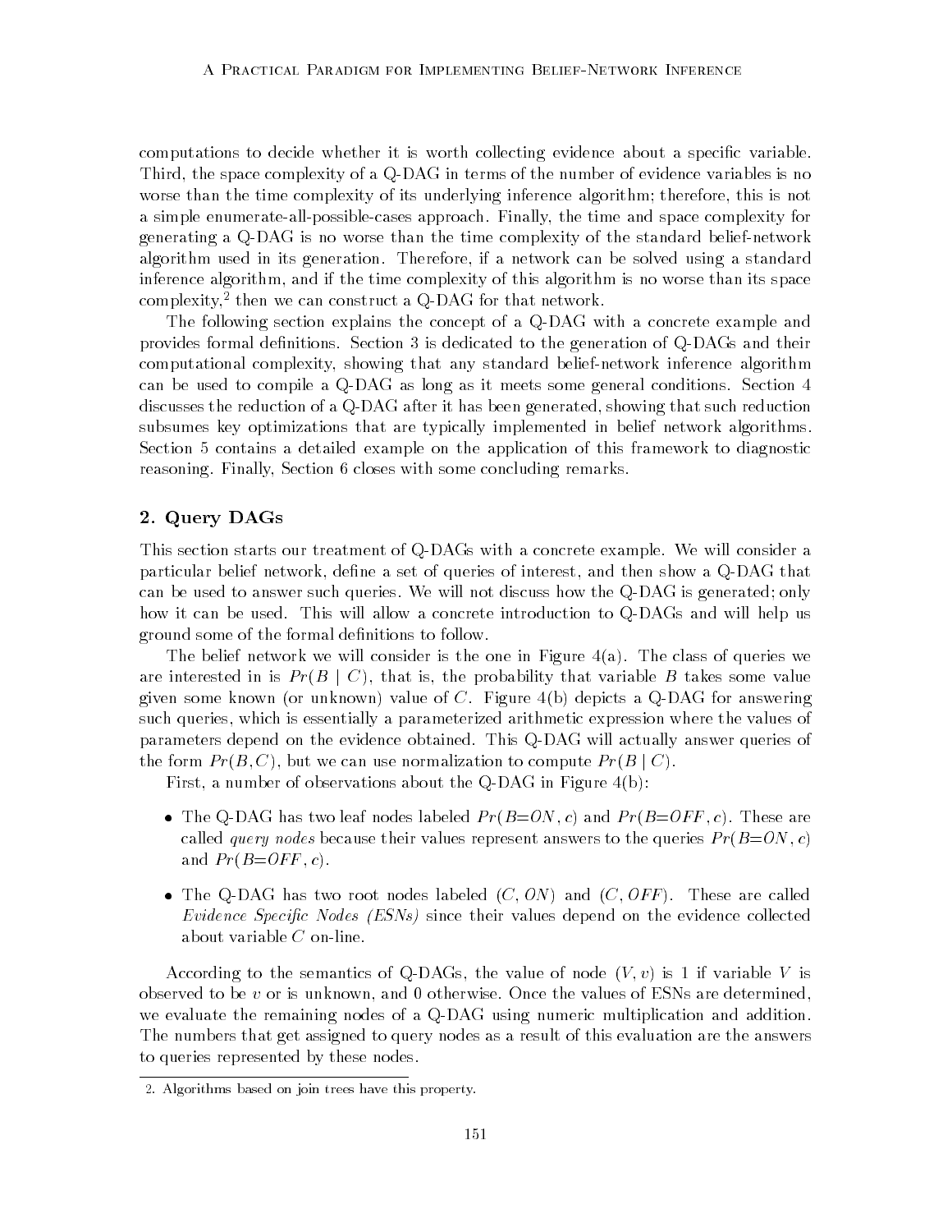computations to decide whether it is worth collecting evidence about a specific variable. Third, the space complexity of a Q-DAG in terms of the number of evidence variables is no worse than the time complexity of its underlying inference algorithm; therefore, this is not a simple enumerate-all-possible-cases approach. Finally, the time and space complexity for generating a Q-DAG is no worse than the time complexity of the standard belief-network algorithm used in its generation. Therefore, if a network can be solved using a standard inference algorithm, and if the time complexity of this algorithm is no worse than its space complexity,[2] then we can construct a Q-DAG for that network.

The following section explains the concept of a Q-DAG with a concrete example and provides formal definitions. Section 3 is dedicated to the generation of Q-DAGs and their computational complexity, showing that any standard belief-network inference algorithm can be used to compile a Q-DAG as long as it meets some general conditions. Section 4 discusses the reduction of a Q-DAG after it has been generated, showing that such reduction subsumes key optimizations that are typically implemented in belief network algorithms. Section 5 contains a detailed example on the application of this framework to diagnostic reasoning. Finally, Section 6 closes with some concluding remarks.

## 2. Query DAGs

This section starts our treatment of Q-DAGs with a concrete example. We will consider a particular belief network, define a set of queries of interest, and then show a Q-DAG that can be used to answer such queries. We will not discuss how the Q-DAG is generated; only how it can be used. This will allow a concrete introduction to Q-DAGs and will help us ground some of the formal definitions to follow.

The belief network we will consider is the one in Figure 4(a). The class of queries we are interested in is $Pr(B \mid C)$, that is, the probability that variable $B$ takes some value given some known (or unknown) value of $C$. Figure 4(b) depicts a Q-DAG for answering such queries, which is essentially a parameterized arithmetic expression where the values of parameters depend on the evidence obtained. This Q-DAG will actually answer queries of the form $Pr(B, C)$, but we can use normalization to compute $Pr(B \mid C)$.

First, a number of observations about the Q-DAG in Figure 4(b):

- The Q-DAG has two leaf nodes labeled $Pr(B{=}ON, c)$ and $Pr(B{=}OFF, c)$. These are called *query nodes* because their values represent answers to the queries $Pr(B{=}ON, c)$ and $Pr(B{=}OFF, c)$.
- The Q-DAG has two root nodes labeled $(C, ON)$ and $(C, OFF)$. These are called *Evidence Specific Nodes (ESNs)* since their values depend on the evidence collected about variable $C$ on-line.

According to the semantics of Q-DAGs, the value of node $(V, v)$ is 1 if variable $V$ is observed to be $v$ or is unknown, and 0 otherwise. Once the values of ESNs are determined, we evaluate the remaining nodes of a Q-DAG using numeric multiplication and addition. The numbers that get assigned to query nodes as a result of this evaluation are the answers to queries represented by these nodes.

2. Algorithms based on join trees have this property.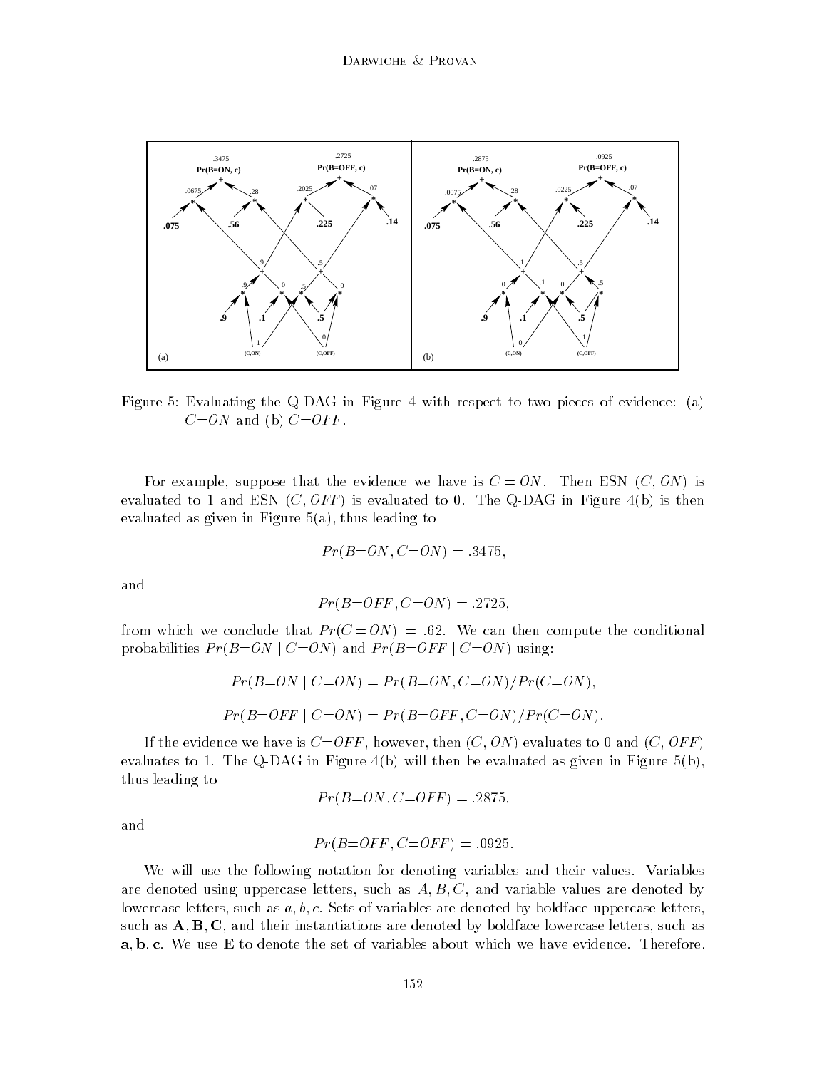Figure 5: Evaluating the Q-DAG in Figure 4 with respect to two pieces of evidence: (a) $C{=}ON$ and (b) $C{=}OFF$.

For example, suppose that the evidence we have is $C = ON$. Then ESN $(C, ON)$ is evaluated to 1 and ESN $(C, OFF)$ is evaluated to 0. The Q-DAG in Figure 4(b) is then evaluated as given in Figure 5(a), thus leading to

$$Pr(B{=}ON, C{=}ON) = .3475,$$

and

$$Pr(B{=}OFF, C{=}ON) = .2725,$$

from which we conclude that $Pr(C = ON) = .62$. We can then compute the conditional probabilities $Pr(B{=}ON \mid C{=}ON)$ and $Pr(B{=}OFF \mid C{=}ON)$ using:

$$Pr(B{=}ON \mid C{=}ON) = Pr(B{=}ON, C{=}ON)/Pr(C{=}ON),$$

$$Pr(B{=}OFF \mid C{=}ON) = Pr(B{=}OFF, C{=}ON)/Pr(C{=}ON).$$

If the evidence we have is $C{=}OFF$, however, then $(C, ON)$ evaluates to 0 and $(C, OFF)$ evaluates to 1. The Q-DAG in Figure 4(b) will then be evaluated as given in Figure 5(b), thus leading to

$$Pr(B{=}ON, C{=}OFF) = .2875,$$

and

$$Pr(B{=}OFF, C{=}OFF) = .0925.$$

We will use the following notation for denoting variables and their values. Variables are denoted using uppercase letters, such as $A, B, C$, and variable values are denoted by lowercase letters, such as $a, b, c$. Sets of variables are denoted by boldface uppercase letters, such as $\mathbf{A}, \mathbf{B}, \mathbf{C}$, and their instantiations are denoted by boldface lowercase letters, such as $\mathbf{a}, \mathbf{b}, \mathbf{c}$. We use $\mathbf{E}$ to denote the set of variables about which we have evidence. Therefore,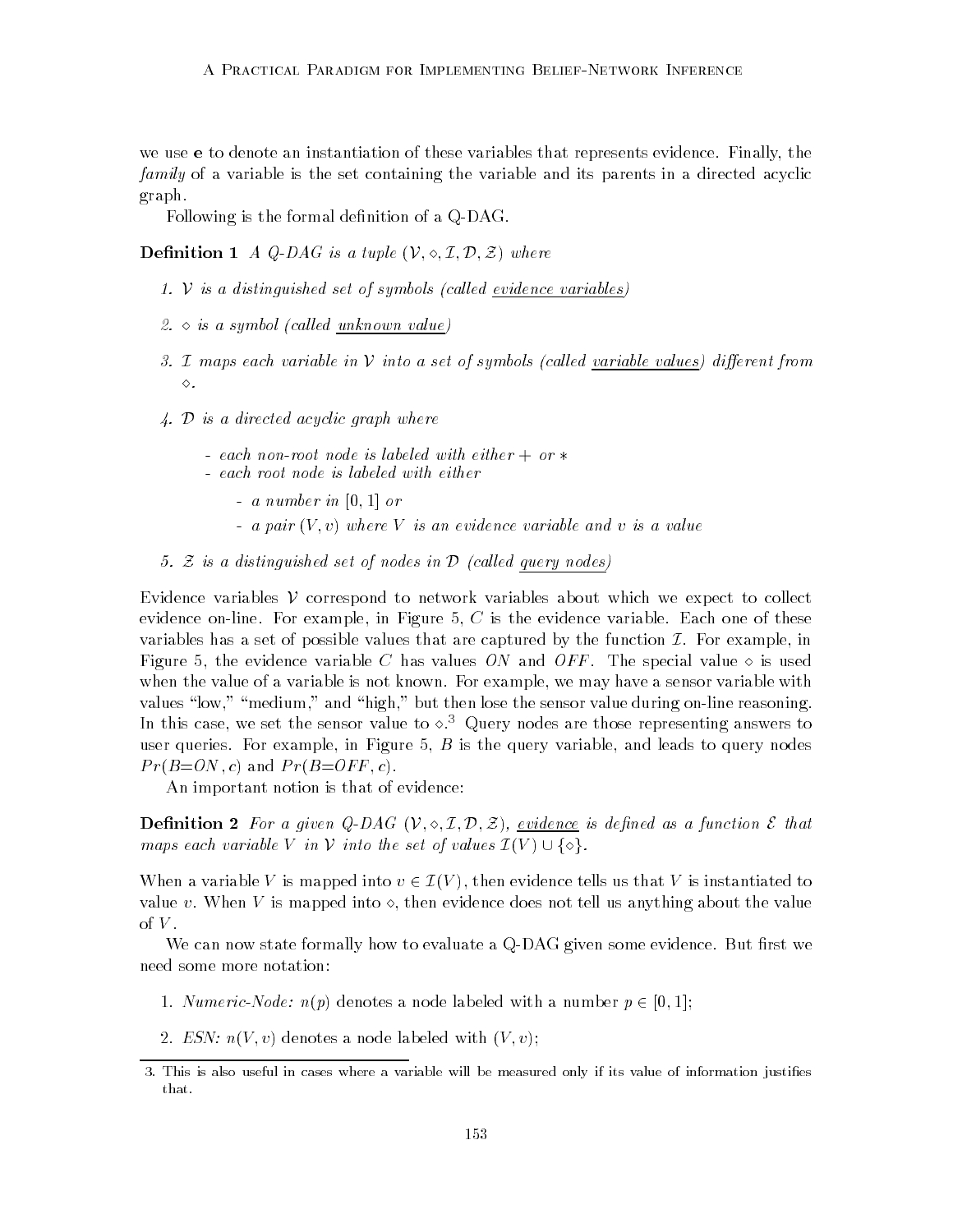we use $\mathbf{e}$ to denote an instantiation of these variables that represents evidence. Finally, the *family* of a variable is the set containing the variable and its parents in a directed acyclic graph.

Following is the formal definition of a Q-DAG.

**Definition 1** *A Q-DAG is a tuple* $(\mathcal{V}, \diamond, \mathcal{I}, \mathcal{D}, \mathcal{Z})$ *where*

1. $\mathcal{V}$ *is a distinguished set of symbols (called* evidence variables*)*
2. $\diamond$ *is a symbol (called* unknown value*)*
3. $\mathcal{I}$ *maps each variable in* $\mathcal{V}$ *into a set of symbols (called* variable values*) different from* $\diamond$.
4. $\mathcal{D}$ *is a directed acyclic graph where*
   - *each non-root node is labeled with either* $+$ *or* $*$
   - *each root node is labeled with either*
     - *a number in* $[0, 1]$ *or*
     - *a pair* $(V, v)$ *where* $V$ *is an evidence variable and* $v$ *is a value*
5. $\mathcal{Z}$ *is a distinguished set of nodes in* $\mathcal{D}$ *(called* query nodes*)*

Evidence variables $\mathcal{V}$ correspond to network variables about which we expect to collect evidence on-line. For example, in Figure 5, $C$ is the evidence variable. Each one of these variables has a set of possible values that are captured by the function $\mathcal{I}$. For example, in Figure 5, the evidence variable $C$ has values $ON$ and $OFF$. The special value $\diamond$ is used when the value of a variable is not known. For example, we may have a sensor variable with values "low," "medium," and "high," but then lose the sensor value during on-line reasoning. In this case, we set the sensor value to $\diamond$.[3] Query nodes are those representing answers to user queries. For example, in Figure 5, $B$ is the query variable, and leads to query nodes $Pr(B{=}ON, c)$ and $Pr(B{=}OFF, c)$.

An important notion is that of evidence:

**Definition 2** *For a given Q-DAG* $(\mathcal{V}, \diamond, \mathcal{I}, \mathcal{D}, \mathcal{Z})$*,* evidence *is defined as a function* $\mathcal{E}$ *that maps each variable* $V$ *in* $\mathcal{V}$ *into the set of values* $\mathcal{I}(V) \cup \{\diamond\}$.

When a variable $V$ is mapped into $v \in \mathcal{I}(V)$, then evidence tells us that $V$ is instantiated to value $v$. When $V$ is mapped into $\diamond$, then evidence does not tell us anything about the value of $V$.

We can now state formally how to evaluate a Q-DAG given some evidence. But first we need some more notation:

1. *Numeric-Node:* $n(p)$ denotes a node labeled with a number $p \in [0, 1]$;
2. *ESN:* $n(V, v)$ denotes a node labeled with $(V, v)$;

---

3. This is also useful in cases where a variable will be measured only if its value of information justifies that.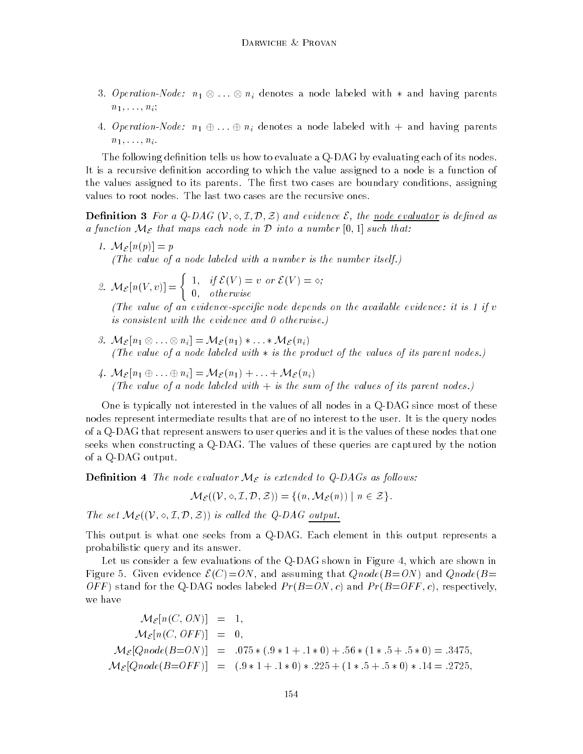3. *Operation-Node:* $n_1 \otimes \ldots \otimes n_i$ denotes a node labeled with $*$ and having parents $n_1, \ldots, n_i$;

4. *Operation-Node:* $n_1 \oplus \ldots \oplus n_i$ denotes a node labeled with $+$ and having parents $n_1, \ldots, n_i$.

The following definition tells us how to evaluate a Q-DAG by evaluating each of its nodes. It is a recursive definition according to which the value assigned to a node is a function of the values assigned to its parents. The first two cases are boundary conditions, assigning values to root nodes. The last two cases are the recursive ones.

**Definition 3** *For a Q-DAG* $(\mathcal{V}, \diamond, \mathcal{I}, \mathcal{D}, \mathcal{Z})$ *and evidence* $\mathcal{E}$*, the* <u>*node evaluator*</u> *is defined as a function* $\mathcal{M}_{\mathcal{E}}$ *that maps each node in* $\mathcal{D}$ *into a number* $[0, 1]$ *such that:*

1. $\mathcal{M}_{\mathcal{E}}[n(p)] = p$
   *(The value of a node labeled with a number is the number itself.)*

2. $\mathcal{M}_{\mathcal{E}}[n(V, v)] = \begin{cases} 1, & \text{if } \mathcal{E}(V) = v \text{ or } \mathcal{E}(V) = \diamond; \\ 0, & \text{otherwise} \end{cases}$
   *(The value of an evidence-specific node depends on the available evidence: it is 1 if* $v$ *is consistent with the evidence and 0 otherwise.)*

3. $\mathcal{M}_{\mathcal{E}}[n_1 \otimes \ldots \otimes n_i] = \mathcal{M}_{\mathcal{E}}(n_1) * \ldots * \mathcal{M}_{\mathcal{E}}(n_i)$
   *(The value of a node labeled with* $*$ *is the product of the values of its parent nodes.)*

4. $\mathcal{M}_{\mathcal{E}}[n_1 \oplus \ldots \oplus n_i] = \mathcal{M}_{\mathcal{E}}(n_1) + \ldots + \mathcal{M}_{\mathcal{E}}(n_i)$
   *(The value of a node labeled with* $+$ *is the sum of the values of its parent nodes.)*

One is typically not interested in the values of all nodes in a Q-DAG since most of these nodes represent intermediate results that are of no interest to the user. It is the query nodes of a Q-DAG that represent answers to user queries and it is the values of these nodes that one seeks when constructing a Q-DAG. The values of these queries are captured by the notion of a Q-DAG output.

**Definition 4** *The node evaluator* $\mathcal{M}_{\mathcal{E}}$ *is extended to Q-DAGs as follows:*

$$\mathcal{M}_{\mathcal{E}}((\mathcal{V}, \diamond, \mathcal{I}, \mathcal{D}, \mathcal{Z})) = \{(n, \mathcal{M}_{\mathcal{E}}(n)) \mid n \in \mathcal{Z}\}.$$

*The set* $\mathcal{M}_{\mathcal{E}}((\mathcal{V}, \diamond, \mathcal{I}, \mathcal{D}, \mathcal{Z}))$ *is called the Q-DAG* <u>*output.*</u>

This output is what one seeks from a Q-DAG. Each element in this output represents a probabilistic query and its answer.

Let us consider a few evaluations of the Q-DAG shown in Figure 4, which are shown in Figure 5. Given evidence $\mathcal{E}(C) = ON$, and assuming that $Qnode(B = ON)$ and $Qnode(B = OFF)$ stand for the Q-DAG nodes labeled $Pr(B = ON, c)$ and $Pr(B = OFF, c)$, respectively, we have

$$\begin{aligned}
\mathcal{M}_{\mathcal{E}}[n(C, ON)] &= 1, \\
\mathcal{M}_{\mathcal{E}}[n(C, OFF)] &= 0, \\
\mathcal{M}_{\mathcal{E}}[Qnode(B = ON)] &= .075 * (.9 * 1 + .1 * 0) + .56 * (1 * .5 + .5 * 0) = .3475, \\
\mathcal{M}_{\mathcal{E}}[Qnode(B = OFF)] &= (.9 * 1 + .1 * 0) * .225 + (1 * .5 + .5 * 0) * .14 = .2725,
\end{aligned}$$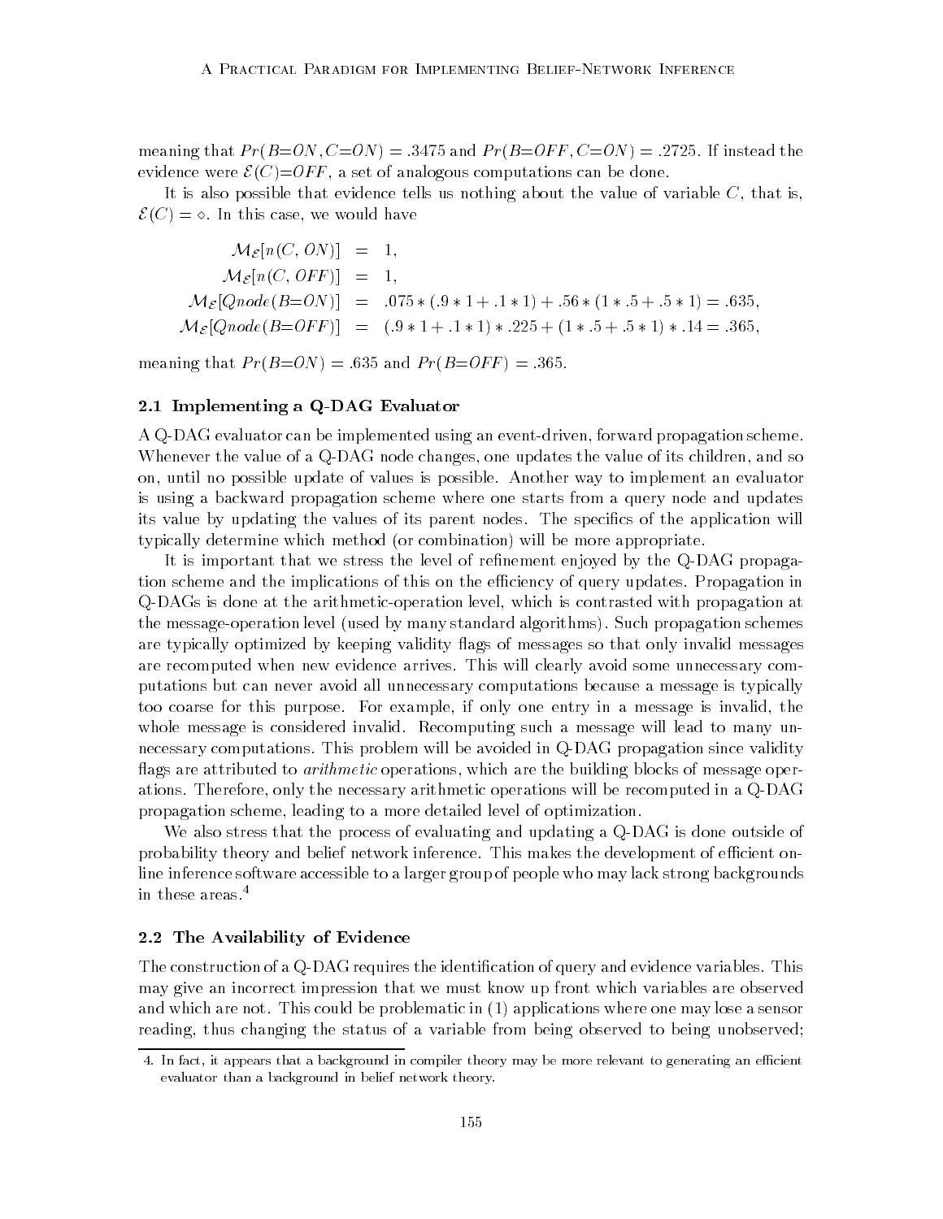meaning that $Pr(B{=}ON, C{=}ON) = .3475$ and $Pr(B{=}OFF, C{=}ON) = .2725$. If instead the evidence were $\mathcal{E}(C){=}OFF$, a set of analogous computations can be done.

It is also possible that evidence tells us nothing about the value of variable $C$, that is, $\mathcal{E}(C) = \diamond$. In this case, we would have

$$\begin{aligned}
\mathcal{M}_{\mathcal{E}}[n(C, ON)] &= 1, \\
\mathcal{M}_{\mathcal{E}}[n(C, OFF)] &= 1, \\
\mathcal{M}_{\mathcal{E}}[Qnode(B{=}ON)] &= .075 * (.9 * 1 + .1 * 1) + .56 * (1 * .5 + .5 * 1) = .635, \\
\mathcal{M}_{\mathcal{E}}[Qnode(B{=}OFF)] &= (.9 * 1 + .1 * 1) * .225 + (1 * .5 + .5 * 1) * .14 = .365,
\end{aligned}$$

meaning that $Pr(B{=}ON) = .635$ and $Pr(B{=}OFF) = .365$.

### 2.1 Implementing a Q-DAG Evaluator

A Q-DAG evaluator can be implemented using an event-driven, forward propagation scheme. Whenever the value of a Q-DAG node changes, one updates the value of its children, and so on, until no possible update of values is possible. Another way to implement an evaluator is using a backward propagation scheme where one starts from a query node and updates its value by updating the values of its parent nodes. The specifics of the application will typically determine which method (or combination) will be more appropriate.

It is important that we stress the level of refinement enjoyed by the Q-DAG propagation scheme and the implications of this on the efficiency of query updates. Propagation in Q-DAGs is done at the arithmetic-operation level, which is contrasted with propagation at the message-operation level (used by many standard algorithms). Such propagation schemes are typically optimized by keeping validity flags of messages so that only invalid messages are recomputed when new evidence arrives. This will clearly avoid some unnecessary computations but can never avoid all unnecessary computations because a message is typically too coarse for this purpose. For example, if only one entry in a message is invalid, the whole message is considered invalid. Recomputing such a message will lead to many unnecessary computations. This problem will be avoided in Q-DAG propagation since validity flags are attributed to *arithmetic* operations, which are the building blocks of message operations. Therefore, only the necessary arithmetic operations will be recomputed in a Q-DAG propagation scheme, leading to a more detailed level of optimization.

We also stress that the process of evaluating and updating a Q-DAG is done outside of probability theory and belief network inference. This makes the development of efficient on-line inference software accessible to a larger group of people who may lack strong backgrounds in these areas.[4]

### 2.2 The Availability of Evidence

The construction of a Q-DAG requires the identification of query and evidence variables. This may give an incorrect impression that we must know up front which variables are observed and which are not. This could be problematic in (1) applications where one may lose a sensor reading, thus changing the status of a variable from being observed to being unobserved;

4. In fact, it appears that a background in compiler theory may be more relevant to generating an efficient evaluator than a background in belief network theory.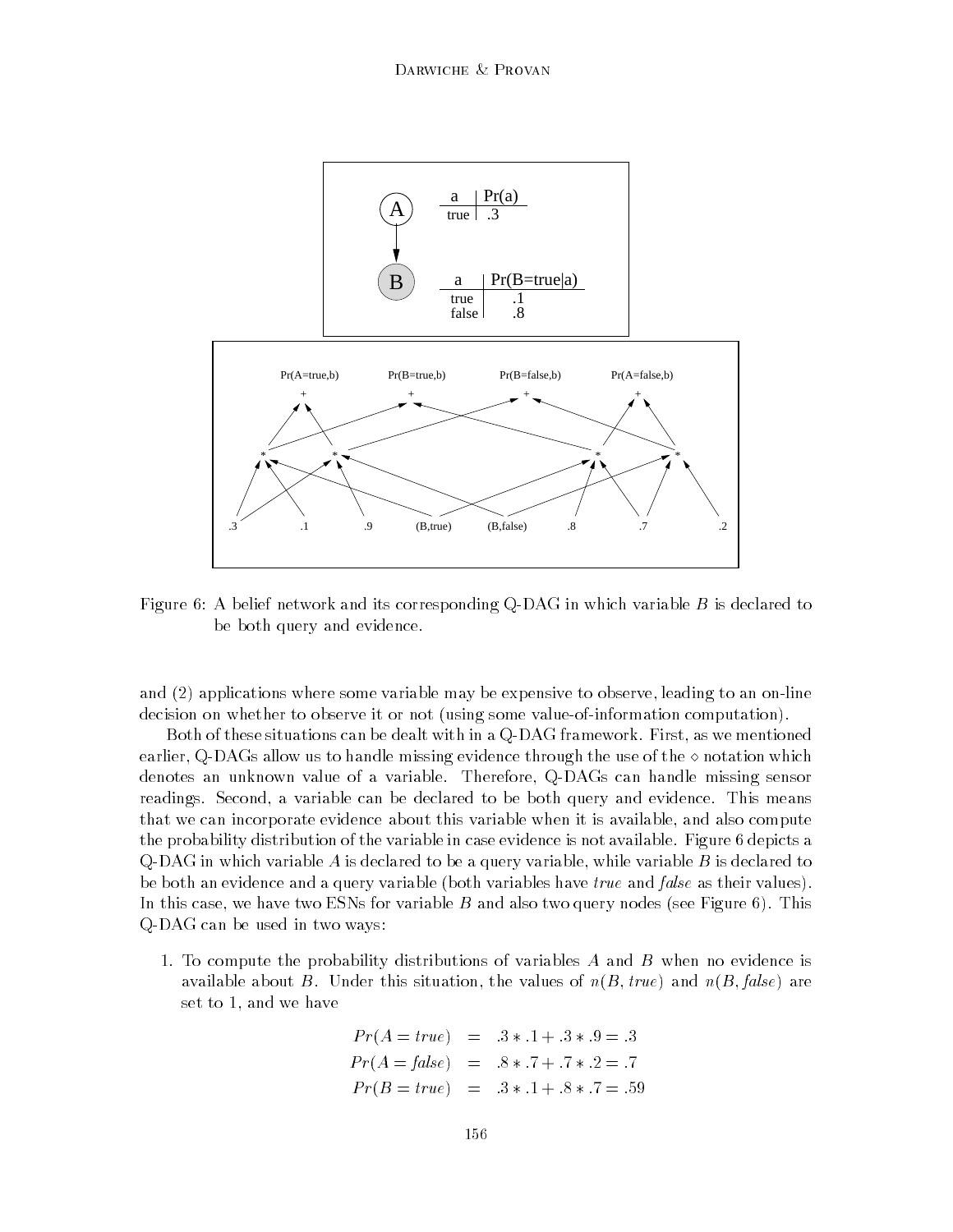Figure 6: A belief network and its corresponding Q-DAG in which variable $B$ is declared to be both query and evidence.

and (2) applications where some variable may be expensive to observe, leading to an on-line decision on whether to observe it or not (using some value-of-information computation).

Both of these situations can be dealt with in a Q-DAG framework. First, as we mentioned earlier, Q-DAGs allow us to handle missing evidence through the use of the $\diamond$ notation which denotes an unknown value of a variable. Therefore, Q-DAGs can handle missing sensor readings. Second, a variable can be declared to be both query and evidence. This means that we can incorporate evidence about this variable when it is available, and also compute the probability distribution of the variable in case evidence is not available. Figure 6 depicts a Q-DAG in which variable $A$ is declared to be a query variable, while variable $B$ is declared to be both an evidence and a query variable (both variables have *true* and *false* as their values). In this case, we have two ESNs for variable $B$ and also two query nodes (see Figure 6). This Q-DAG can be used in two ways:

1. To compute the probability distributions of variables $A$ and $B$ when no evidence is available about $B$. Under this situation, the values of $n(B, true)$ and $n(B, false)$ are set to 1, and we have

$$
\begin{aligned}
Pr(A = true) &= .3 * .1 + .3 * .9 = .3 \\
Pr(A = false) &= .8 * .7 + .7 * .2 = .7 \\
Pr(B = true) &= .3 * .1 + .8 * .7 = .59
\end{aligned}
$$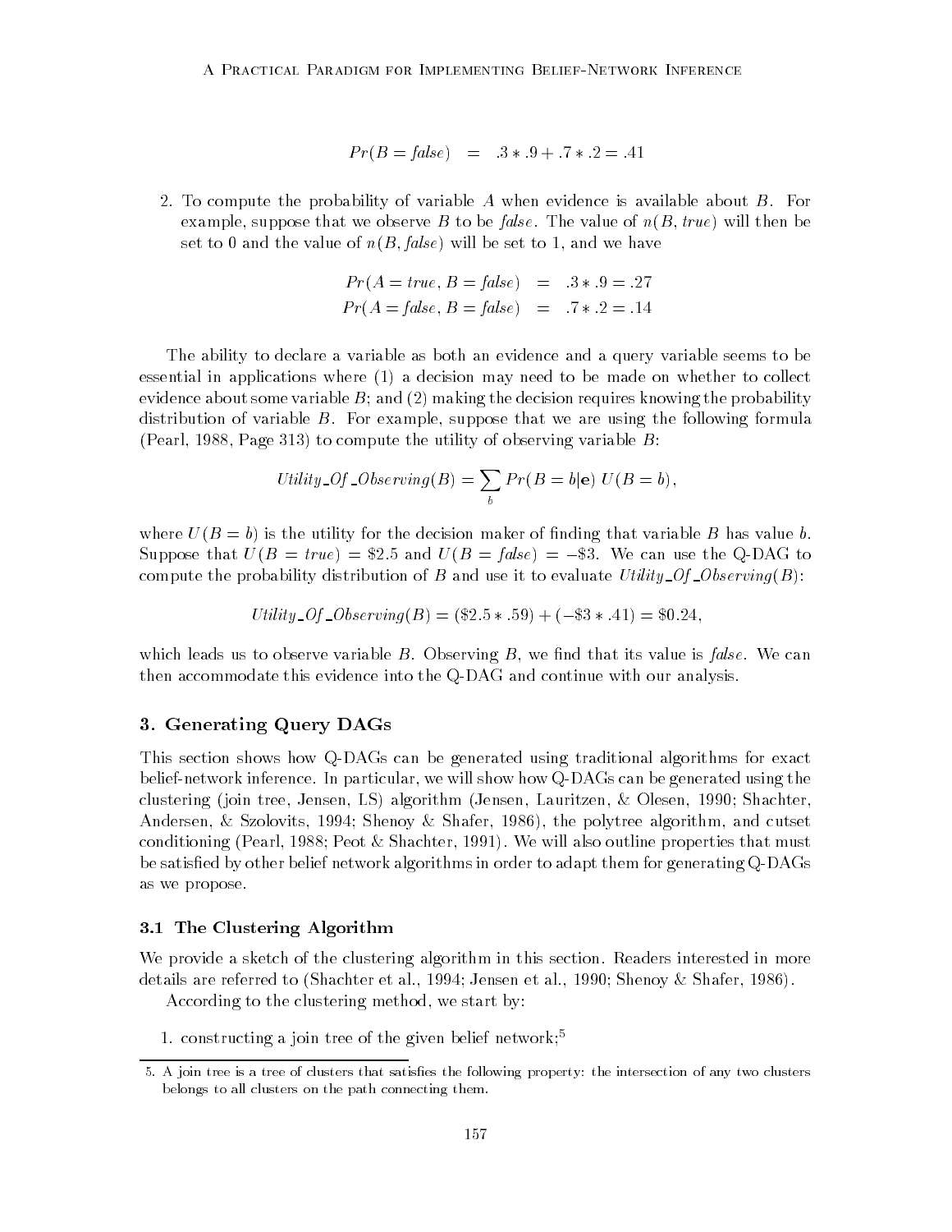$$Pr(B = \mathit{false}) \quad = \quad .3 * .9 + .7 * .2 = .41$$

2. To compute the probability of variable $A$ when evidence is available about $B$. For example, suppose that we observe $B$ to be *false*. The value of $n(B, \mathit{true})$ will then be set to 0 and the value of $n(B, \mathit{false})$ will be set to 1, and we have

$$Pr(A = \mathit{true}, B = \mathit{false}) \quad = \quad .3 * .9 = .27$$
$$Pr(A = \mathit{false}, B = \mathit{false}) \quad = \quad .7 * .2 = .14$$

The ability to declare a variable as both an evidence and a query variable seems to be essential in applications where (1) a decision may need to be made on whether to collect evidence about some variable $B$; and (2) making the decision requires knowing the probability distribution of variable $B$. For example, suppose that we are using the following formula (Pearl, 1988, Page 313) to compute the utility of observing variable $B$:

$$\mathit{Utility\_Of\_Observing}(B) = \sum_b Pr(B = b|\mathbf{e})\; U(B = b),$$

where $U(B = b)$ is the utility for the decision maker of finding that variable $B$ has value $b$. Suppose that $U(B = \mathit{true}) = \$2.5$ and $U(B = \mathit{false}) = -\$3$. We can use the Q-DAG to compute the probability distribution of $B$ and use it to evaluate $\mathit{Utility\_Of\_Observing}(B)$:

$$\mathit{Utility\_Of\_Observing}(B) = (\$2.5 * .59) + (-\$3 * .41) = \$0.24,$$

which leads us to observe variable $B$. Observing $B$, we find that its value is *false*. We can then accommodate this evidence into the Q-DAG and continue with our analysis.

## 3. Generating Query DAGs

This section shows how Q-DAGs can be generated using traditional algorithms for exact belief-network inference. In particular, we will show how Q-DAGs can be generated using the clustering (join tree, Jensen, LS) algorithm (Jensen, Lauritzen, & Olesen, 1990; Shachter, Andersen, & Szolovits, 1994; Shenoy & Shafer, 1986), the polytree algorithm, and cutset conditioning (Pearl, 1988; Peot & Shachter, 1991). We will also outline properties that must be satisfied by other belief network algorithms in order to adapt them for generating Q-DAGs as we propose.

### 3.1 The Clustering Algorithm

We provide a sketch of the clustering algorithm in this section. Readers interested in more details are referred to (Shachter et al., 1994; Jensen et al., 1990; Shenoy & Shafer, 1986).

According to the clustering method, we start by:

1. constructing a join tree of the given belief network;[5]

---

5. A join tree is a tree of clusters that satisfies the following property: the intersection of any two clusters belongs to all clusters on the path connecting them.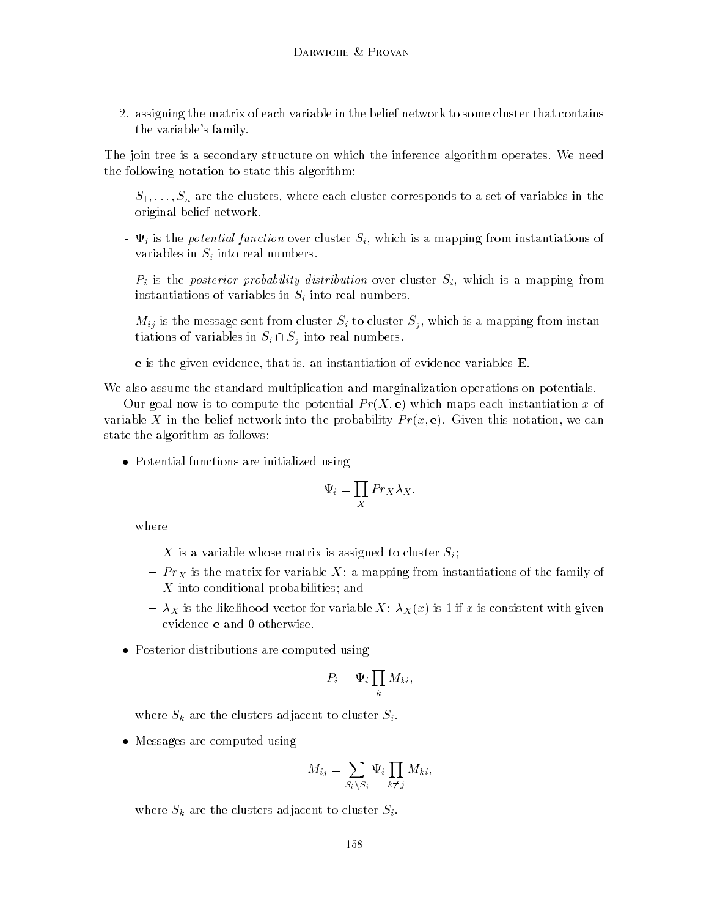2. assigning the matrix of each variable in the belief network to some cluster that contains the variable's family.

The join tree is a secondary structure on which the inference algorithm operates. We need the following notation to state this algorithm:

- $S_1, \ldots, S_n$ are the clusters, where each cluster corresponds to a set of variables in the original belief network.
- $\Psi_i$ is the *potential function* over cluster $S_i$, which is a mapping from instantiations of variables in $S_i$ into real numbers.
- $P_i$ is the *posterior probability distribution* over cluster $S_i$, which is a mapping from instantiations of variables in $S_i$ into real numbers.
- $M_{ij}$ is the message sent from cluster $S_i$ to cluster $S_j$, which is a mapping from instantiations of variables in $S_i \cap S_j$ into real numbers.
- $\mathbf{e}$ is the given evidence, that is, an instantiation of evidence variables $\mathbf{E}$.

We also assume the standard multiplication and marginalization operations on potentials.

Our goal now is to compute the potential $Pr(X, \mathbf{e})$ which maps each instantiation $x$ of variable $X$ in the belief network into the probability $Pr(x, \mathbf{e})$. Given this notation, we can state the algorithm as follows:

- Potential functions are initialized using

$$\Psi_i = \prod_X Pr_X \lambda_X,$$

  where

  - $X$ is a variable whose matrix is assigned to cluster $S_i$;
  - $Pr_X$ is the matrix for variable $X$: a mapping from instantiations of the family of $X$ into conditional probabilities; and
  - $\lambda_X$ is the likelihood vector for variable $X$: $\lambda_X(x)$ is 1 if $x$ is consistent with given evidence $\mathbf{e}$ and 0 otherwise.

- Posterior distributions are computed using

$$P_i = \Psi_i \prod_k M_{ki},$$

  where $S_k$ are the clusters adjacent to cluster $S_i$.

- Messages are computed using

$$M_{ij} = \sum_{S_i \setminus S_j} \Psi_i \prod_{k \neq j} M_{ki},$$

  where $S_k$ are the clusters adjacent to cluster $S_i$.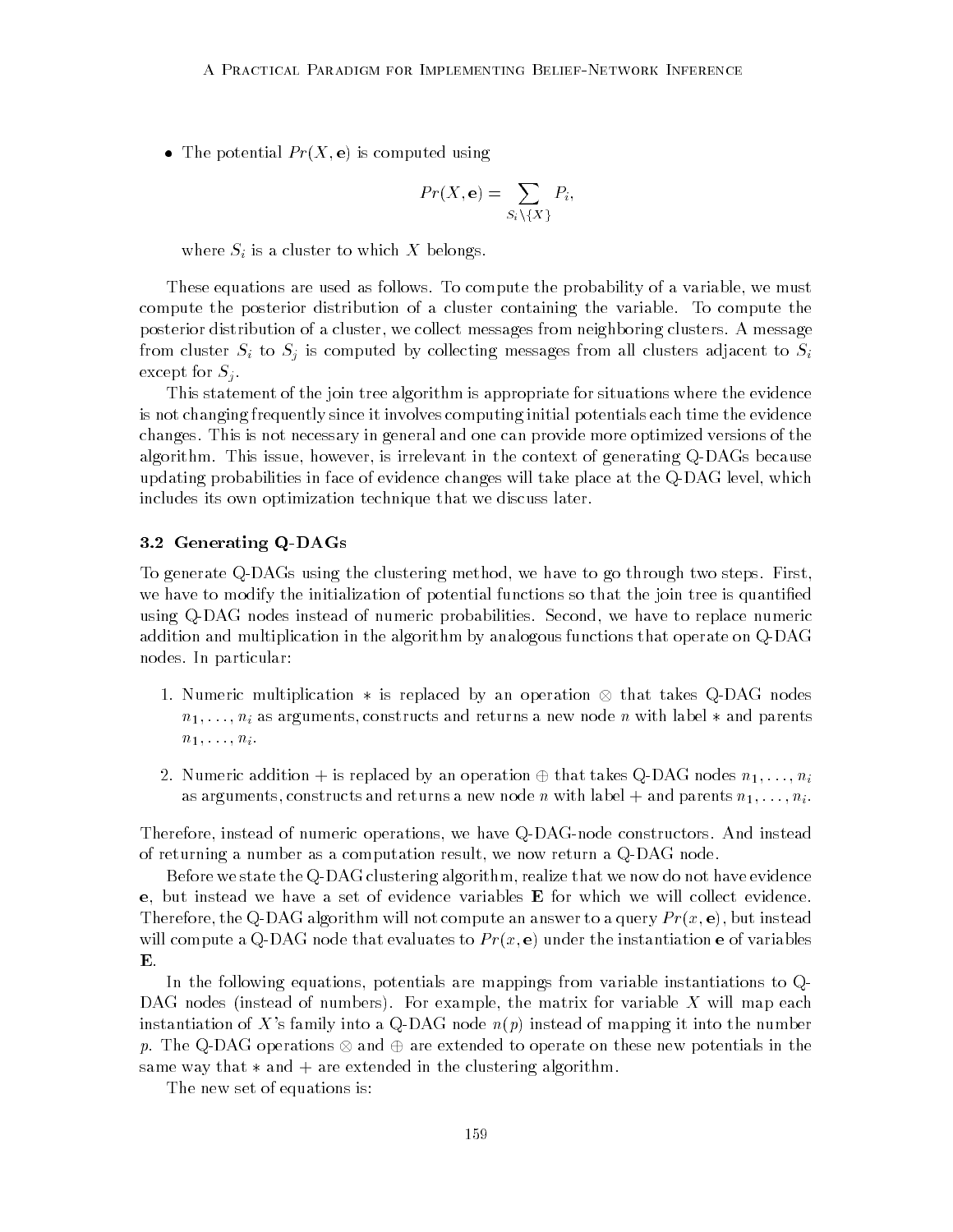- The potential $Pr(X, \mathbf{e})$ is computed using

$$Pr(X, \mathbf{e}) = \sum_{S_i \setminus \{X\}} P_i,$$

where $S_i$ is a cluster to which $X$ belongs.

These equations are used as follows. To compute the probability of a variable, we must compute the posterior distribution of a cluster containing the variable. To compute the posterior distribution of a cluster, we collect messages from neighboring clusters. A message from cluster $S_i$ to $S_j$ is computed by collecting messages from all clusters adjacent to $S_i$ except for $S_j$.

This statement of the join tree algorithm is appropriate for situations where the evidence is not changing frequently since it involves computing initial potentials each time the evidence changes. This is not necessary in general and one can provide more optimized versions of the algorithm. This issue, however, is irrelevant in the context of generating Q-DAGs because updating probabilities in face of evidence changes will take place at the Q-DAG level, which includes its own optimization technique that we discuss later.

### 3.2 Generating Q-DAGs

To generate Q-DAGs using the clustering method, we have to go through two steps. First, we have to modify the initialization of potential functions so that the join tree is quantified using Q-DAG nodes instead of numeric probabilities. Second, we have to replace numeric addition and multiplication in the algorithm by analogous functions that operate on Q-DAG nodes. In particular:

1. Numeric multiplication $*$ is replaced by an operation $\otimes$ that takes Q-DAG nodes $n_1, \ldots, n_i$ as arguments, constructs and returns a new node $n$ with label $*$ and parents $n_1, \ldots, n_i$.
2. Numeric addition $+$ is replaced by an operation $\oplus$ that takes Q-DAG nodes $n_1, \ldots, n_i$ as arguments, constructs and returns a new node $n$ with label $+$ and parents $n_1, \ldots, n_i$.

Therefore, instead of numeric operations, we have Q-DAG-node constructors. And instead of returning a number as a computation result, we now return a Q-DAG node.

Before we state the Q-DAG clustering algorithm, realize that we now do not have evidence $\mathbf{e}$, but instead we have a set of evidence variables $\mathbf{E}$ for which we will collect evidence. Therefore, the Q-DAG algorithm will not compute an answer to a query $Pr(x, \mathbf{e})$, but instead will compute a Q-DAG node that evaluates to $Pr(x, \mathbf{e})$ under the instantiation $\mathbf{e}$ of variables $\mathbf{E}$.

In the following equations, potentials are mappings from variable instantiations to Q-DAG nodes (instead of numbers). For example, the matrix for variable $X$ will map each instantiation of $X$'s family into a Q-DAG node $n(p)$ instead of mapping it into the number $p$. The Q-DAG operations $\otimes$ and $\oplus$ are extended to operate on these new potentials in the same way that $*$ and $+$ are extended in the clustering algorithm.

The new set of equations is: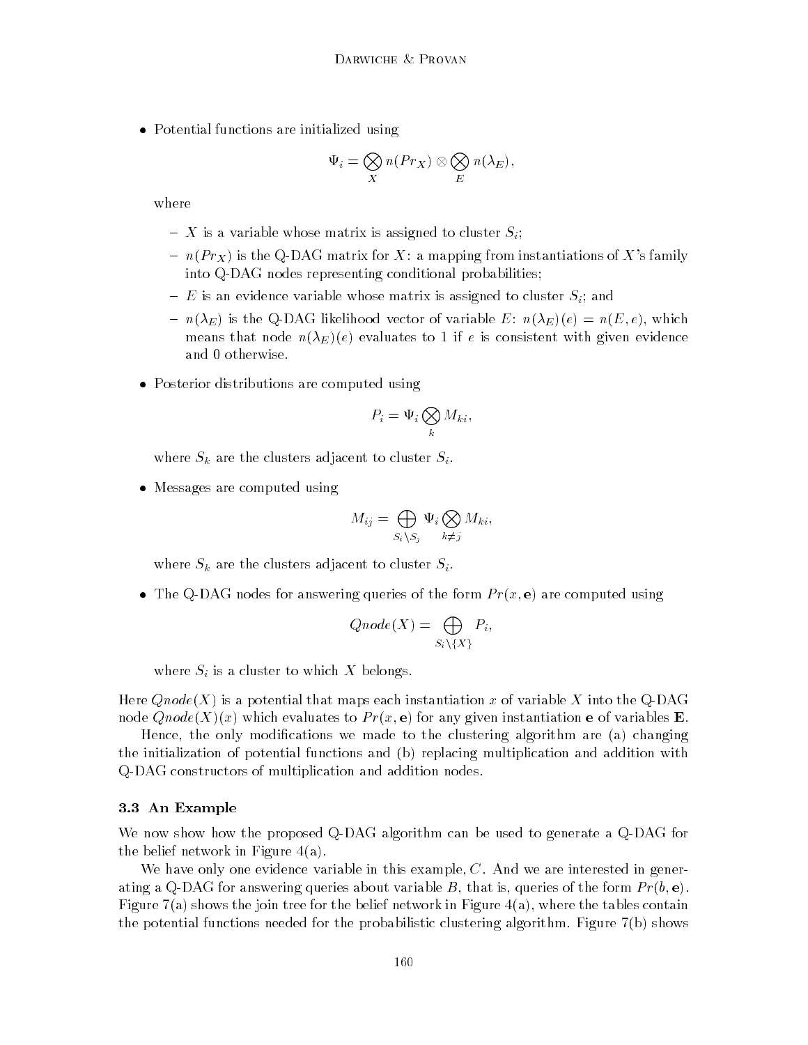- Potential functions are initialized using

$$\Psi_i = \bigotimes_X n(Pr_X) \otimes \bigotimes_E n(\lambda_E),$$

  where

  - $X$ is a variable whose matrix is assigned to cluster $S_i$;
  - $n(Pr_X)$ is the Q-DAG matrix for $X$: a mapping from instantiations of $X$'s family into Q-DAG nodes representing conditional probabilities;
  - $E$ is an evidence variable whose matrix is assigned to cluster $S_i$; and
  - $n(\lambda_E)$ is the Q-DAG likelihood vector of variable $E$: $n(\lambda_E)(e) = n(E, e)$, which means that node $n(\lambda_E)(e)$ evaluates to 1 if $e$ is consistent with given evidence and 0 otherwise.

- Posterior distributions are computed using

$$P_i = \Psi_i \bigotimes_k M_{ki},$$

  where $S_k$ are the clusters adjacent to cluster $S_i$.

- Messages are computed using

$$M_{ij} = \bigoplus_{S_i \setminus S_j} \Psi_i \bigotimes_{k \neq j} M_{ki},$$

  where $S_k$ are the clusters adjacent to cluster $S_i$.

- The Q-DAG nodes for answering queries of the form $Pr(x, \mathbf{e})$ are computed using

$$Qnode(X) = \bigoplus_{S_i \setminus \{X\}} P_i,$$

  where $S_i$ is a cluster to which $X$ belongs.

Here $Qnode(X)$ is a potential that maps each instantiation $x$ of variable $X$ into the Q-DAG node $Qnode(X)(x)$ which evaluates to $Pr(x, \mathbf{e})$ for any given instantiation $\mathbf{e}$ of variables $\mathbf{E}$.

Hence, the only modifications we made to the clustering algorithm are (a) changing the initialization of potential functions and (b) replacing multiplication and addition with Q-DAG constructors of multiplication and addition nodes.

### 3.3 An Example

We now show how the proposed Q-DAG algorithm can be used to generate a Q-DAG for the belief network in Figure 4(a).

We have only one evidence variable in this example, $C$. And we are interested in generating a Q-DAG for answering queries about variable $B$, that is, queries of the form $Pr(b, \mathbf{e})$. Figure 7(a) shows the join tree for the belief network in Figure 4(a), where the tables contain the potential functions needed for the probabilistic clustering algorithm. Figure 7(b) shows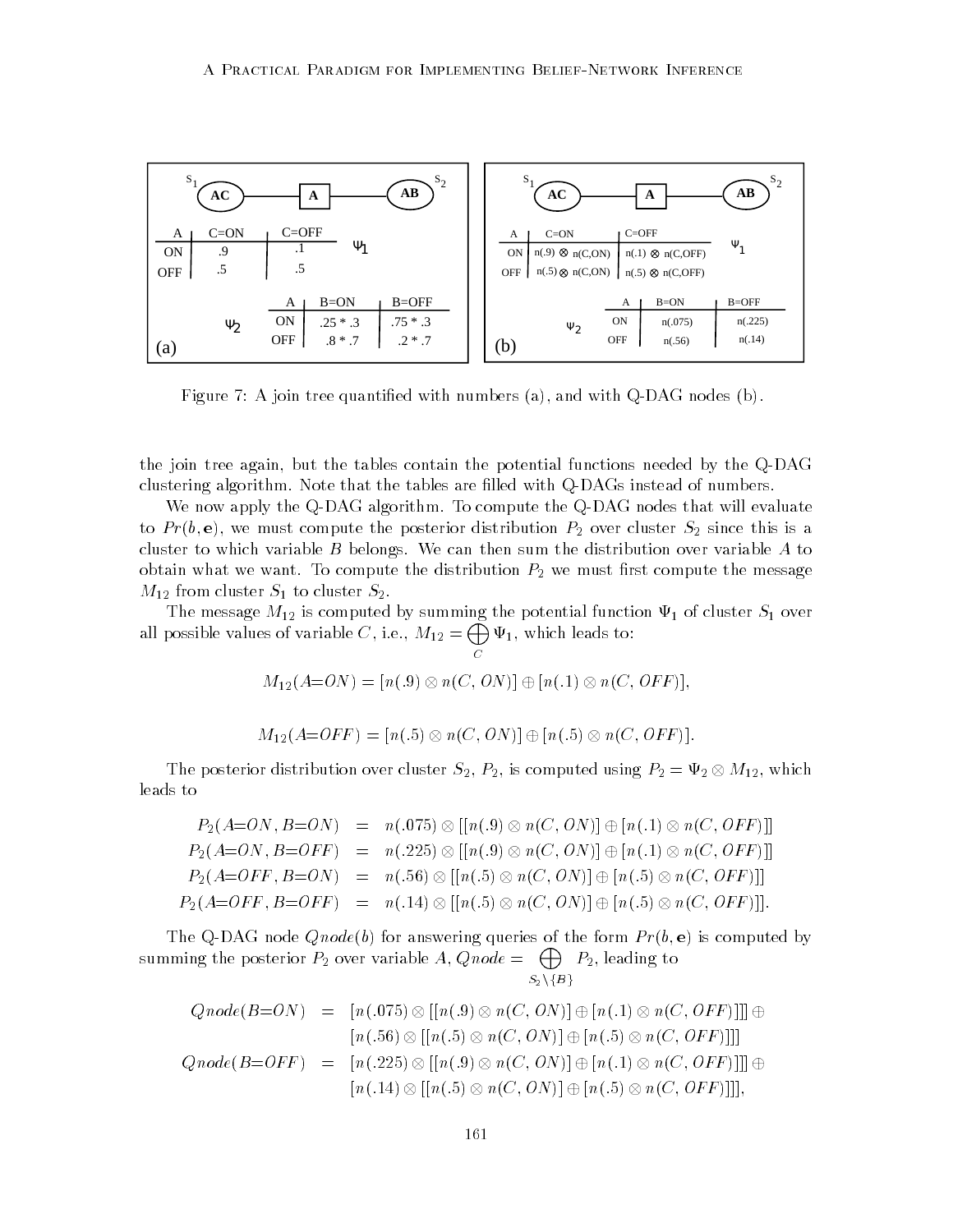| A | C=ON | C=OFF |
| --- | --- | --- |
| ON | .9 | .1 |
| OFF | .5 | .5 |

$\Psi_1$

| A | B=ON | B=OFF |
| --- | --- | --- |
| ON | .25 * .3 | .75 * .3 |
| OFF | .8 * .7 | .2 * .7 |

$\Psi_2$

(a)

| A | C=ON | C=OFF |
| --- | --- | --- |
| ON | n(.9) ⊗ n(C,ON) | n(.1) ⊗ n(C,OFF) |
| OFF | n(.5) ⊗ n(C,ON) | n(.5) ⊗ n(C,OFF) |

$\Psi_1$

| A | B=ON | B=OFF |
| --- | --- | --- |
| ON | n(.075) | n(.225) |
| OFF | n(.56) | n(.14) |

$\Psi_2$

(b)

Figure 7: A join tree quantified with numbers (a), and with Q-DAG nodes (b).

the join tree again, but the tables contain the potential functions needed by the Q-DAG clustering algorithm. Note that the tables are filled with Q-DAGs instead of numbers.

We now apply the Q-DAG algorithm. To compute the Q-DAG nodes that will evaluate to $Pr(b, \mathbf{e})$, we must compute the posterior distribution $P_2$ over cluster $S_2$ since this is a cluster to which variable $B$ belongs. We can then sum the distribution over variable $A$ to obtain what we want. To compute the distribution $P_2$ we must first compute the message $M_{12}$ from cluster $S_1$ to cluster $S_2$.

The message $M_{12}$ is computed by summing the potential function $\Psi_1$ of cluster $S_1$ over all possible values of variable $C$, i.e., $M_{12} = \bigoplus_C \Psi_1$, which leads to:

$$M_{12}(A{=}ON) = [n(.9) \otimes n(C, ON)] \oplus [n(.1) \otimes n(C, OFF)],$$

$$M_{12}(A{=}OFF) = [n(.5) \otimes n(C, ON)] \oplus [n(.5) \otimes n(C, OFF)].$$

The posterior distribution over cluster $S_2$, $P_2$, is computed using $P_2 = \Psi_2 \otimes M_{12}$, which leads to

$$\begin{aligned}
P_2(A{=}ON, B{=}ON) &= n(.075) \otimes [[n(.9) \otimes n(C, ON)] \oplus [n(.1) \otimes n(C, OFF)]] \\
P_2(A{=}ON, B{=}OFF) &= n(.225) \otimes [[n(.9) \otimes n(C, ON)] \oplus [n(.1) \otimes n(C, OFF)]] \\
P_2(A{=}OFF, B{=}ON) &= n(.56) \otimes [[n(.5) \otimes n(C, ON)] \oplus [n(.5) \otimes n(C, OFF)]] \\
P_2(A{=}OFF, B{=}OFF) &= n(.14) \otimes [[n(.5) \otimes n(C, ON)] \oplus [n(.5) \otimes n(C, OFF)]].
\end{aligned}$$

The Q-DAG node $Qnode(b)$ for answering queries of the form $Pr(b, \mathbf{e})$ is computed by summing the posterior $P_2$ over variable $A$, $Qnode = \bigoplus_{S_2 \setminus \{B\}} P_2$, leading to

$$\begin{aligned}
Qnode(B{=}ON) &= [n(.075) \otimes [[n(.9) \otimes n(C, ON)] \oplus [n(.1) \otimes n(C, OFF)]]] \oplus \\
&\quad\; [n(.56) \otimes [[n(.5) \otimes n(C, ON)] \oplus [n(.5) \otimes n(C, OFF)]]] \\
Qnode(B{=}OFF) &= [n(.225) \otimes [[n(.9) \otimes n(C, ON)] \oplus [n(.1) \otimes n(C, OFF)]]] \oplus \\
&\quad\; [n(.14) \otimes [[n(.5) \otimes n(C, ON)] \oplus [n(.5) \otimes n(C, OFF)]]],
\end{aligned}$$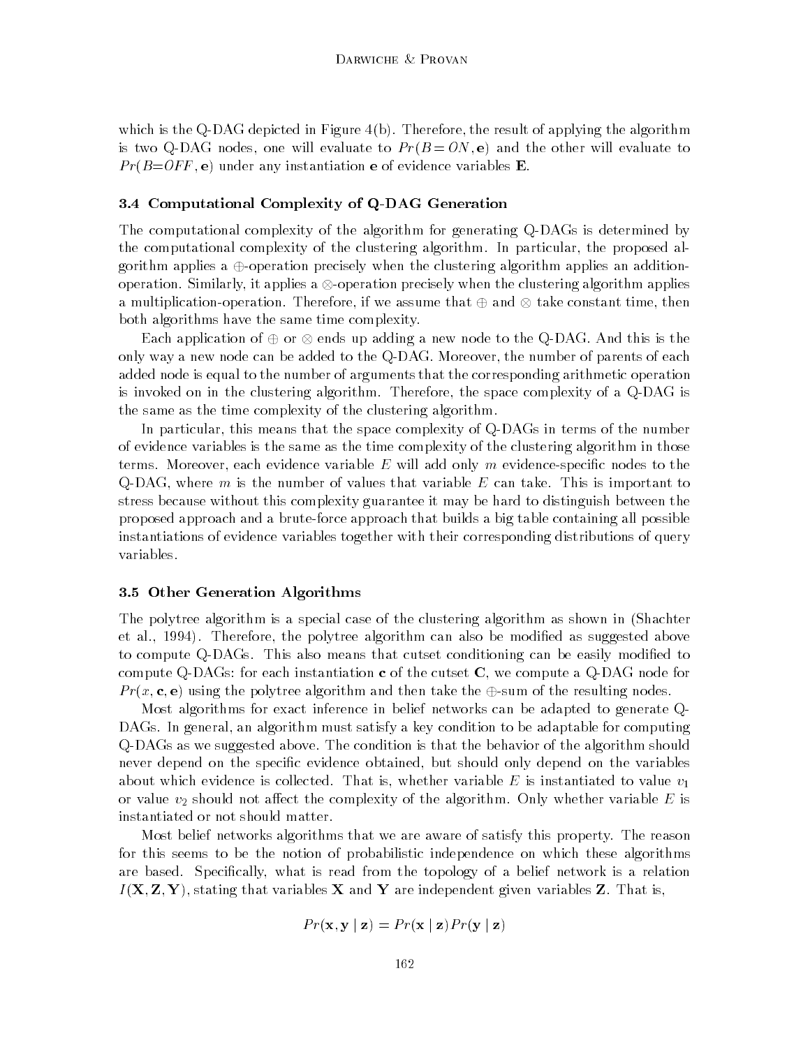which is the Q-DAG depicted in Figure 4(b). Therefore, the result of applying the algorithm is two Q-DAG nodes, one will evaluate to $Pr(B = ON, \mathbf{e})$ and the other will evaluate to $Pr(B = OFF, \mathbf{e})$ under any instantiation $\mathbf{e}$ of evidence variables $\mathbf{E}$.

### 3.4 Computational Complexity of Q-DAG Generation

The computational complexity of the algorithm for generating Q-DAGs is determined by the computational complexity of the clustering algorithm. In particular, the proposed algorithm applies a $\oplus$-operation precisely when the clustering algorithm applies an addition-operation. Similarly, it applies a $\otimes$-operation precisely when the clustering algorithm applies a multiplication-operation. Therefore, if we assume that $\oplus$ and $\otimes$ take constant time, then both algorithms have the same time complexity.

Each application of $\oplus$ or $\otimes$ ends up adding a new node to the Q-DAG. And this is the only way a new node can be added to the Q-DAG. Moreover, the number of parents of each added node is equal to the number of arguments that the corresponding arithmetic operation is invoked on in the clustering algorithm. Therefore, the space complexity of a Q-DAG is the same as the time complexity of the clustering algorithm.

In particular, this means that the space complexity of Q-DAGs in terms of the number of evidence variables is the same as the time complexity of the clustering algorithm in those terms. Moreover, each evidence variable $E$ will add only $m$ evidence-specific nodes to the Q-DAG, where $m$ is the number of values that variable $E$ can take. This is important to stress because without this complexity guarantee it may be hard to distinguish between the proposed approach and a brute-force approach that builds a big table containing all possible instantiations of evidence variables together with their corresponding distributions of query variables.

### 3.5 Other Generation Algorithms

The polytree algorithm is a special case of the clustering algorithm as shown in (Shachter et al., 1994). Therefore, the polytree algorithm can also be modified as suggested above to compute Q-DAGs. This also means that cutset conditioning can be easily modified to compute Q-DAGs: for each instantiation $\mathbf{c}$ of the cutset $\mathbf{C}$, we compute a Q-DAG node for $Pr(x, \mathbf{c}, \mathbf{e})$ using the polytree algorithm and then take the $\oplus$-sum of the resulting nodes.

Most algorithms for exact inference in belief networks can be adapted to generate Q-DAGs. In general, an algorithm must satisfy a key condition to be adaptable for computing Q-DAGs as we suggested above. The condition is that the behavior of the algorithm should never depend on the specific evidence obtained, but should only depend on the variables about which evidence is collected. That is, whether variable $E$ is instantiated to value $v_1$ or value $v_2$ should not affect the complexity of the algorithm. Only whether variable $E$ is instantiated or not should matter.

Most belief networks algorithms that we are aware of satisfy this property. The reason for this seems to be the notion of probabilistic independence on which these algorithms are based. Specifically, what is read from the topology of a belief network is a relation $I(\mathbf{X}, \mathbf{Z}, \mathbf{Y})$, stating that variables $\mathbf{X}$ and $\mathbf{Y}$ are independent given variables $\mathbf{Z}$. That is,

$$Pr(\mathbf{x}, \mathbf{y} \mid \mathbf{z}) = Pr(\mathbf{x} \mid \mathbf{z}) Pr(\mathbf{y} \mid \mathbf{z})$$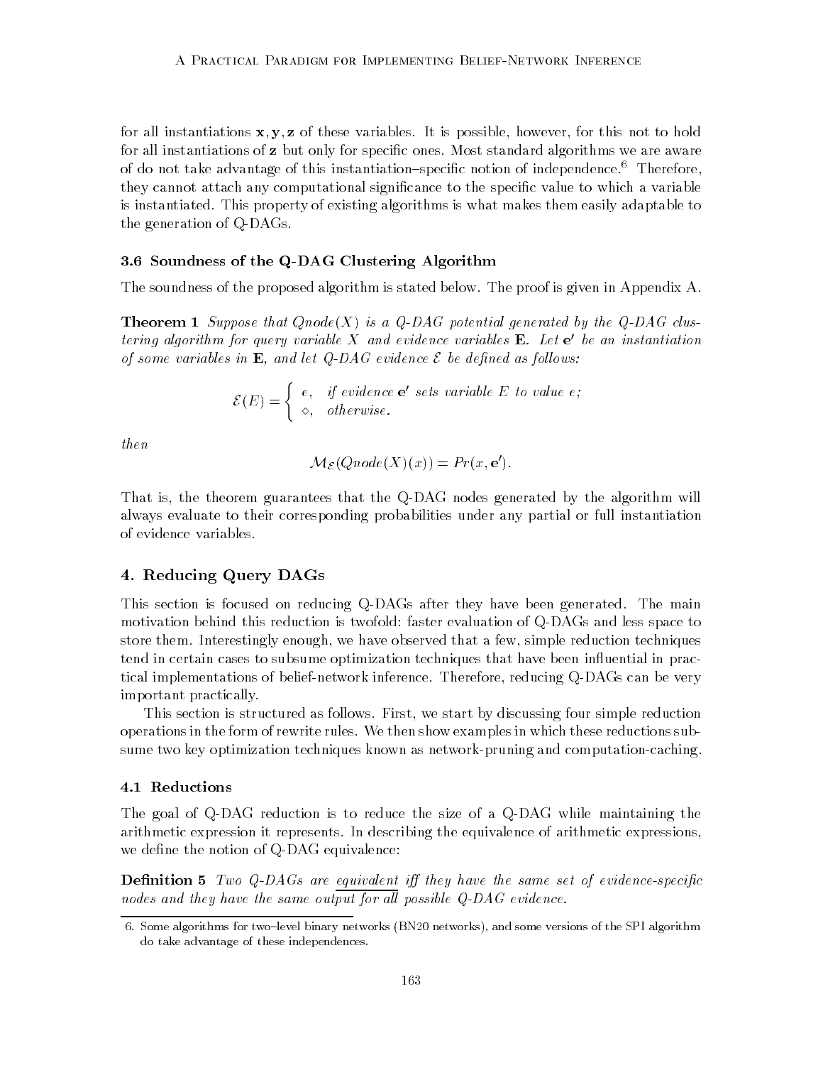for all instantiations $\mathbf{x}, \mathbf{y}, \mathbf{z}$ of these variables. It is possible, however, for this not to hold for all instantiations of $\mathbf{z}$ but only for specific ones. Most standard algorithms we are aware of do not take advantage of this instantiation–specific notion of independence.[6] Therefore, they cannot attach any computational significance to the specific value to which a variable is instantiated. This property of existing algorithms is what makes them easily adaptable to the generation of Q-DAGs.

### 3.6 Soundness of the Q-DAG Clustering Algorithm

The soundness of the proposed algorithm is stated below. The proof is given in Appendix A.

**Theorem 1** *Suppose that $Qnode(X)$ is a Q-DAG potential generated by the Q-DAG clustering algorithm for query variable $X$ and evidence variables $\mathbf{E}$. Let $\mathbf{e}'$ be an instantiation of some variables in $\mathbf{E}$, and let Q-DAG evidence $\mathcal{E}$ be defined as follows:*

$$\mathcal{E}(E) = \begin{cases} e, & \text{if evidence } \mathbf{e}' \text{ sets variable } E \text{ to value } e; \\ \diamond, & \text{otherwise.} \end{cases}$$

*then*

$$\mathcal{M}_{\mathcal{E}}(Qnode(X)(x)) = Pr(x, \mathbf{e}').$$

That is, the theorem guarantees that the Q-DAG nodes generated by the algorithm will always evaluate to their corresponding probabilities under any partial or full instantiation of evidence variables.

## 4. Reducing Query DAGs

This section is focused on reducing Q-DAGs after they have been generated. The main motivation behind this reduction is twofold: faster evaluation of Q-DAGs and less space to store them. Interestingly enough, we have observed that a few, simple reduction techniques tend in certain cases to subsume optimization techniques that have been influential in practical implementations of belief-network inference. Therefore, reducing Q-DAGs can be very important practically.

This section is structured as follows. First, we start by discussing four simple reduction operations in the form of rewrite rules. We then show examples in which these reductions subsume two key optimization techniques known as network-pruning and computation-caching.

### 4.1 Reductions

The goal of Q-DAG reduction is to reduce the size of a Q-DAG while maintaining the arithmetic expression it represents. In describing the equivalence of arithmetic expressions, we define the notion of Q-DAG equivalence:

**Definition 5** *Two Q-DAGs are equivalent iff they have the same set of evidence-specific nodes and they have the same output for all possible Q-DAG evidence.*

6. Some algorithms for two–level binary networks (BN20 networks), and some versions of the SPI algorithm do take advantage of these independences.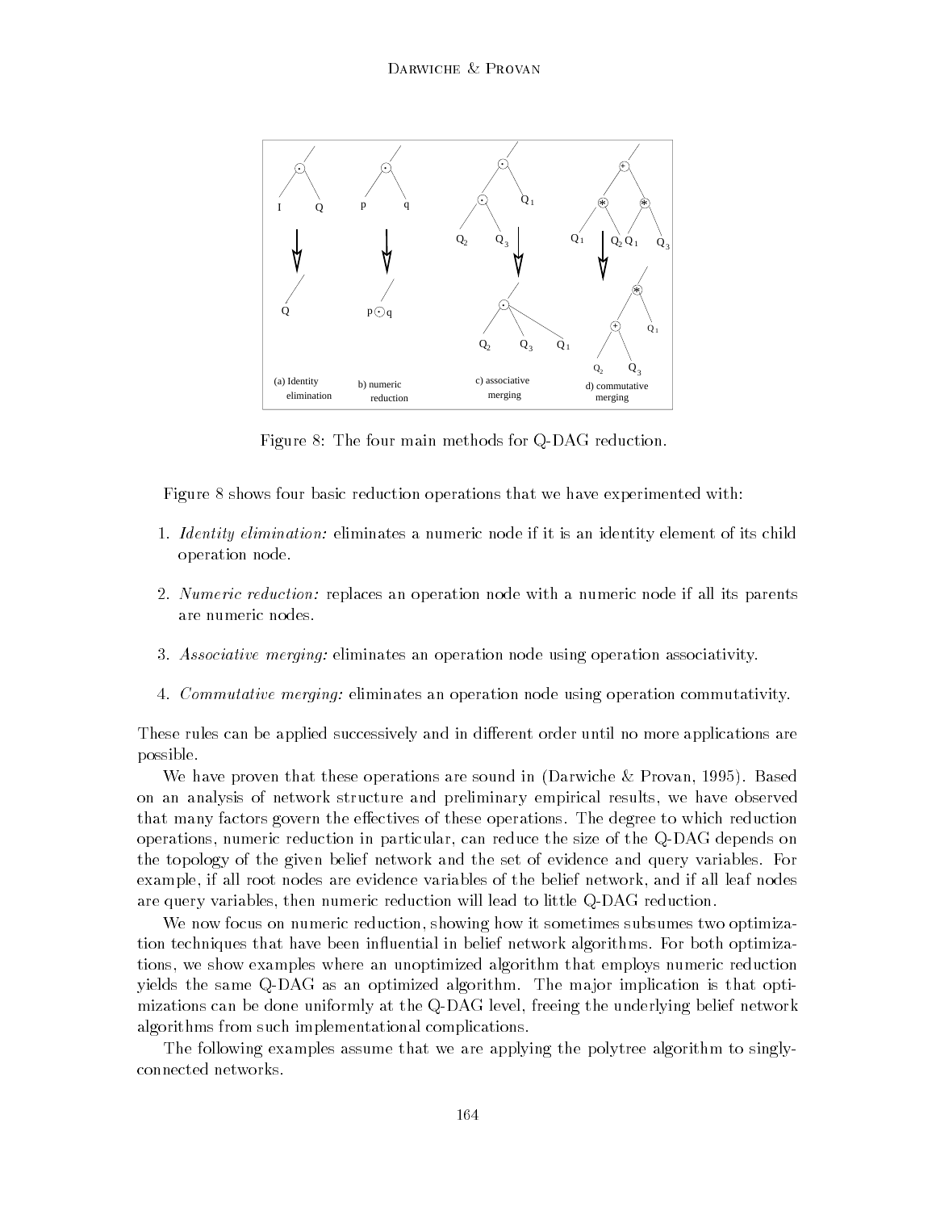Figure 8: The four main methods for Q-DAG reduction.

Figure 8 shows four basic reduction operations that we have experimented with:

1. *Identity elimination:* eliminates a numeric node if it is an identity element of its child operation node.
2. *Numeric reduction:* replaces an operation node with a numeric node if all its parents are numeric nodes.
3. *Associative merging:* eliminates an operation node using operation associativity.
4. *Commutative merging:* eliminates an operation node using operation commutativity.

These rules can be applied successively and in different order until no more applications are possible.

We have proven that these operations are sound in (Darwiche & Provan, 1995). Based on an analysis of network structure and preliminary empirical results, we have observed that many factors govern the effectives of these operations. The degree to which reduction operations, numeric reduction in particular, can reduce the size of the Q-DAG depends on the topology of the given belief network and the set of evidence and query variables. For example, if all root nodes are evidence variables of the belief network, and if all leaf nodes are query variables, then numeric reduction will lead to little Q-DAG reduction.

We now focus on numeric reduction, showing how it sometimes subsumes two optimization techniques that have been influential in belief network algorithms. For both optimizations, we show examples where an unoptimized algorithm that employs numeric reduction yields the same Q-DAG as an optimized algorithm. The major implication is that optimizations can be done uniformly at the Q-DAG level, freeing the underlying belief network algorithms from such implementational complications.

The following examples assume that we are applying the polytree algorithm to singly-connected networks.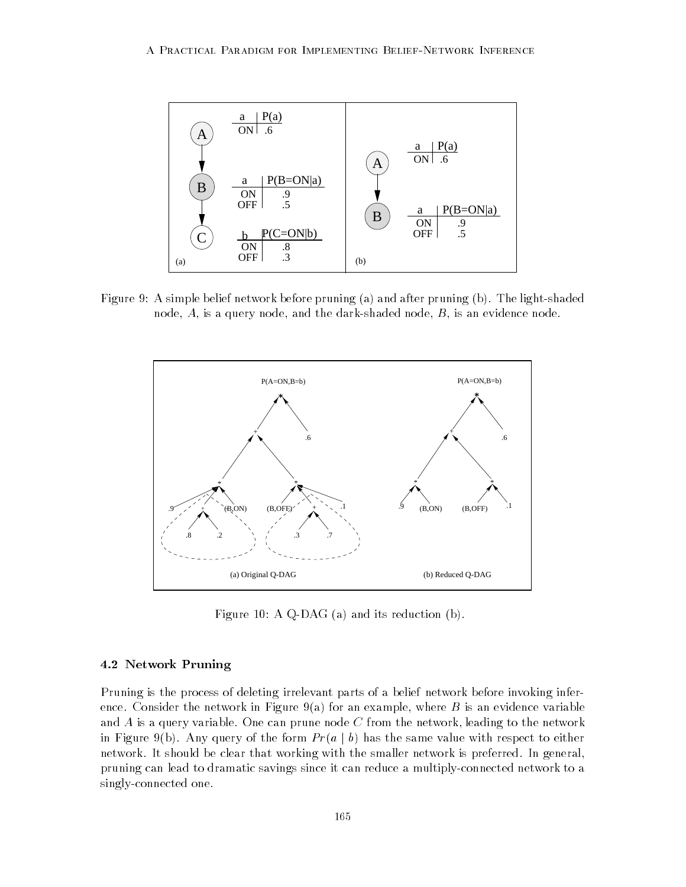Figure 9: A simple belief network before pruning (a) and after pruning (b). The light-shaded node, $A$, is a query node, and the dark-shaded node, $B$, is an evidence node.

Figure 10: A Q-DAG (a) and its reduction (b).

### 4.2 Network Pruning

Pruning is the process of deleting irrelevant parts of a belief network before invoking inference. Consider the network in Figure 9(a) for an example, where $B$ is an evidence variable and $A$ is a query variable. One can prune node $C$ from the network, leading to the network in Figure 9(b). Any query of the form $Pr(a \mid b)$ has the same value with respect to either network. It should be clear that working with the smaller network is preferred. In general, pruning can lead to dramatic savings since it can reduce a multiply-connected network to a singly-connected one.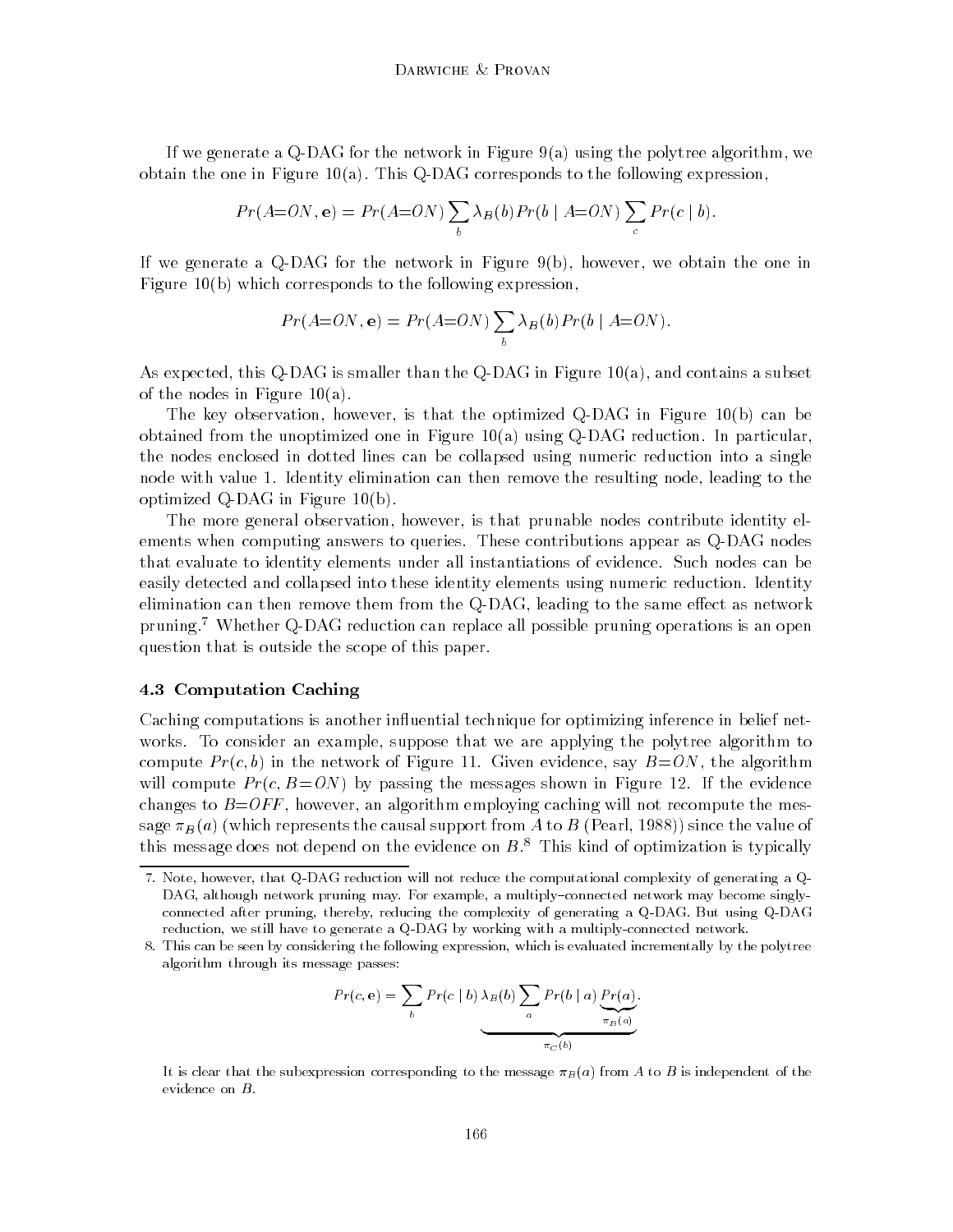If we generate a Q-DAG for the network in Figure 9(a) using the polytree algorithm, we obtain the one in Figure 10(a). This Q-DAG corresponds to the following expression,

$$Pr(A{=}ON, \mathbf{e}) = Pr(A{=}ON) \sum_b \lambda_B(b) Pr(b \mid A{=}ON) \sum_c Pr(c \mid b).$$

If we generate a Q-DAG for the network in Figure 9(b), however, we obtain the one in Figure 10(b) which corresponds to the following expression,

$$Pr(A{=}ON, \mathbf{e}) = Pr(A{=}ON) \sum_b \lambda_B(b) Pr(b \mid A{=}ON).$$

As expected, this Q-DAG is smaller than the Q-DAG in Figure 10(a), and contains a subset of the nodes in Figure 10(a).

The key observation, however, is that the optimized Q-DAG in Figure 10(b) can be obtained from the unoptimized one in Figure 10(a) using Q-DAG reduction. In particular, the nodes enclosed in dotted lines can be collapsed using numeric reduction into a single node with value 1. Identity elimination can then remove the resulting node, leading to the optimized Q-DAG in Figure 10(b).

The more general observation, however, is that prunable nodes contribute identity elements when computing answers to queries. These contributions appear as Q-DAG nodes that evaluate to identity elements under all instantiations of evidence. Such nodes can be easily detected and collapsed into these identity elements using numeric reduction. Identity elimination can then remove them from the Q-DAG, leading to the same effect as network pruning.[7] Whether Q-DAG reduction can replace all possible pruning operations is an open question that is outside the scope of this paper.

### 4.3 Computation Caching

Caching computations is another influential technique for optimizing inference in belief networks. To consider an example, suppose that we are applying the polytree algorithm to compute $Pr(c, b)$ in the network of Figure 11. Given evidence, say $B{=}ON$, the algorithm will compute $Pr(c, B{=}ON)$ by passing the messages shown in Figure 12. If the evidence changes to $B{=}OFF$, however, an algorithm employing caching will not recompute the message $\pi_B(a)$ (which represents the causal support from $A$ to $B$ (Pearl, 1988)) since the value of this message does not depend on the evidence on $B$.[8] This kind of optimization is typically

7. Note, however, that Q-DAG reduction will not reduce the computational complexity of generating a Q-DAG, although network pruning may. For example, a multiply–connected network may become singly-connected after pruning, thereby, reducing the complexity of generating a Q-DAG. But using Q-DAG reduction, we still have to generate a Q-DAG by working with a multiply-connected network.

8. This can be seen by considering the following expression, which is evaluated incrementally by the polytree algorithm through its message passes:

$$Pr(c, \mathbf{e}) = \sum_b Pr(c \mid b) \underbrace{\lambda_B(b) \sum_a Pr(b \mid a) \underbrace{Pr(a)}_{\pi_B(a)}}_{\pi_C(b)}.$$

It is clear that the subexpression corresponding to the message $\pi_B(a)$ from $A$ to $B$ is independent of the evidence on $B$.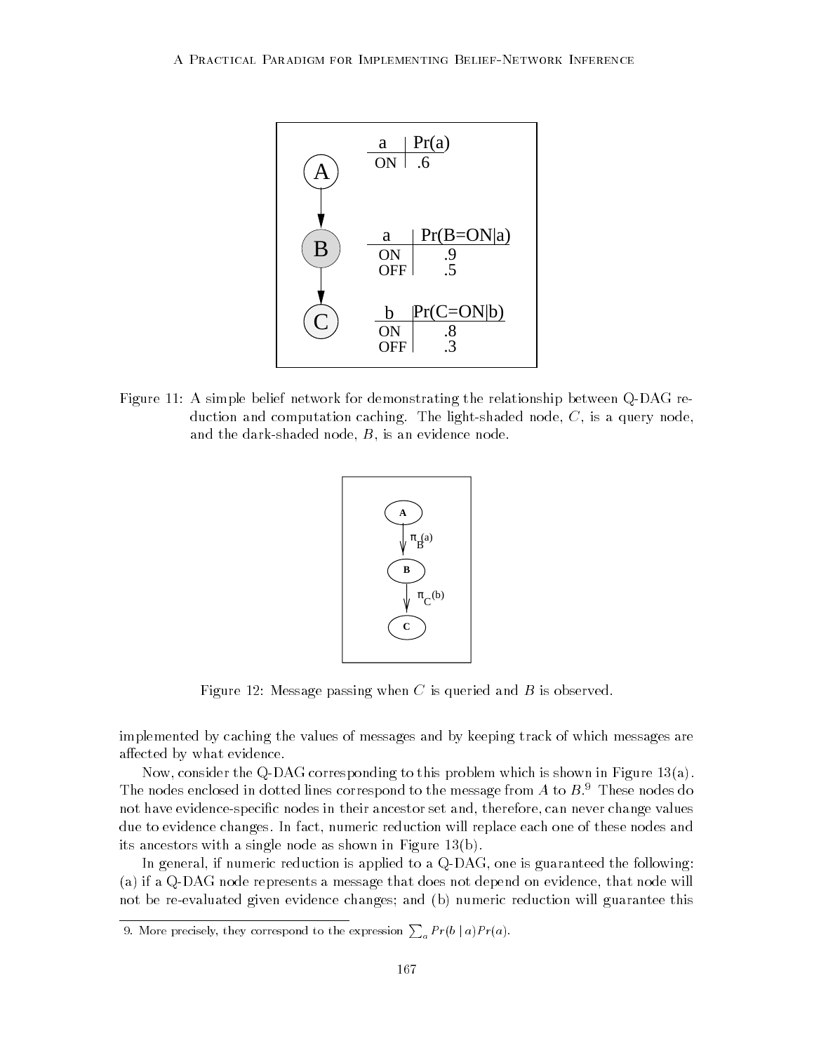Figure 11: A simple belief network for demonstrating the relationship between Q-DAG reduction and computation caching. The light-shaded node, $C$, is a query node, and the dark-shaded node, $B$, is an evidence node.

Figure 12: Message passing when $C$ is queried and $B$ is observed.

implemented by caching the values of messages and by keeping track of which messages are affected by what evidence.

Now, consider the Q-DAG corresponding to this problem which is shown in Figure 13(a). The nodes enclosed in dotted lines correspond to the message from $A$ to $B$.[9] These nodes do not have evidence-specific nodes in their ancestor set and, therefore, can never change values due to evidence changes. In fact, numeric reduction will replace each one of these nodes and its ancestors with a single node as shown in Figure 13(b).

In general, if numeric reduction is applied to a Q-DAG, one is guaranteed the following: (a) if a Q-DAG node represents a message that does not depend on evidence, that node will not be re-evaluated given evidence changes; and (b) numeric reduction will guarantee this

9. More precisely, they correspond to the expression $\sum_a Pr(b \mid a)Pr(a)$.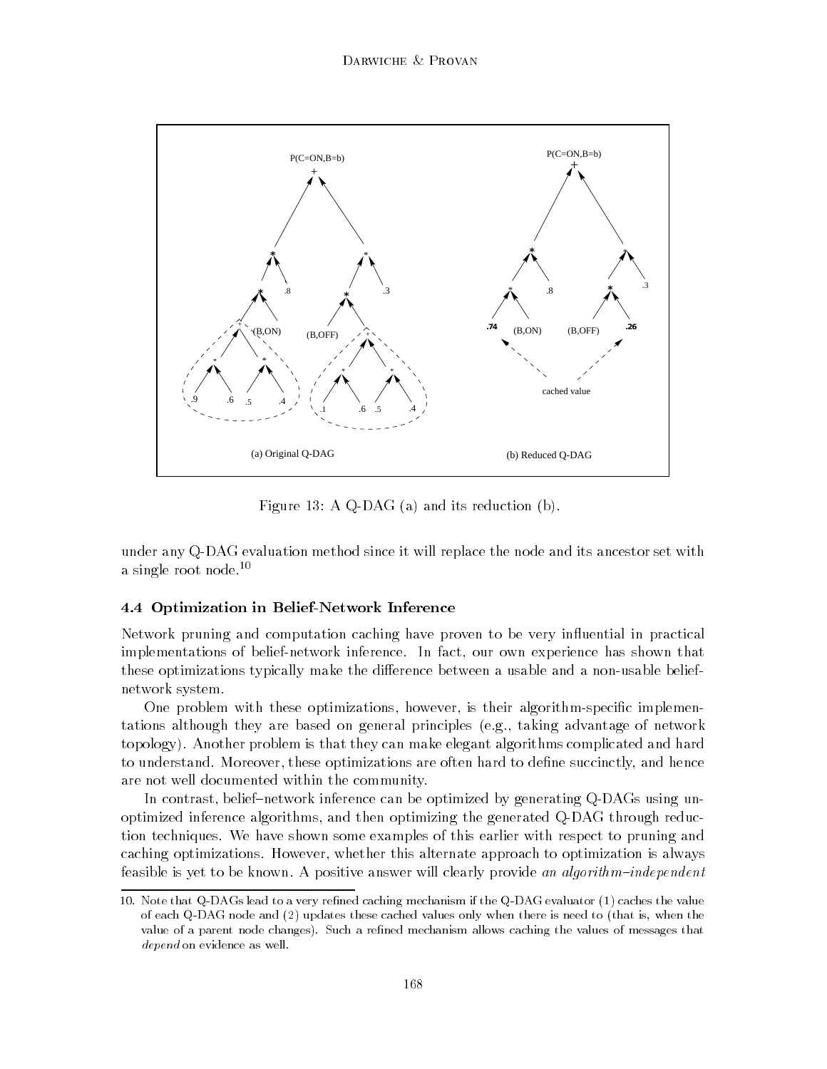Figure 13: A Q-DAG (a) and its reduction (b).

under any Q-DAG evaluation method since it will replace the node and its ancestor set with a single root node.[10]

### 4.4 Optimization in Belief-Network Inference

Network pruning and computation caching have proven to be very influential in practical implementations of belief-network inference. In fact, our own experience has shown that these optimizations typically make the difference between a usable and a non-usable belief-network system.

One problem with these optimizations, however, is their algorithm-specific implementations although they are based on general principles (e.g., taking advantage of network topology). Another problem is that they can make elegant algorithms complicated and hard to understand. Moreover, these optimizations are often hard to define succinctly, and hence are not well documented within the community.

In contrast, belief–network inference can be optimized by generating Q-DAGs using unoptimized inference algorithms, and then optimizing the generated Q-DAG through reduction techniques. We have shown some examples of this earlier with respect to pruning and caching optimizations. However, whether this alternate approach to optimization is always feasible is yet to be known. A positive answer will clearly provide *an algorithm–independent*

---

10. Note that Q-DAGs lead to a very refined caching mechanism if the Q-DAG evaluator (1) caches the value of each Q-DAG node and (2) updates these cached values only when there is need to (that is, when the value of a parent node changes). Such a refined mechanism allows caching the values of messages that *depend* on evidence as well.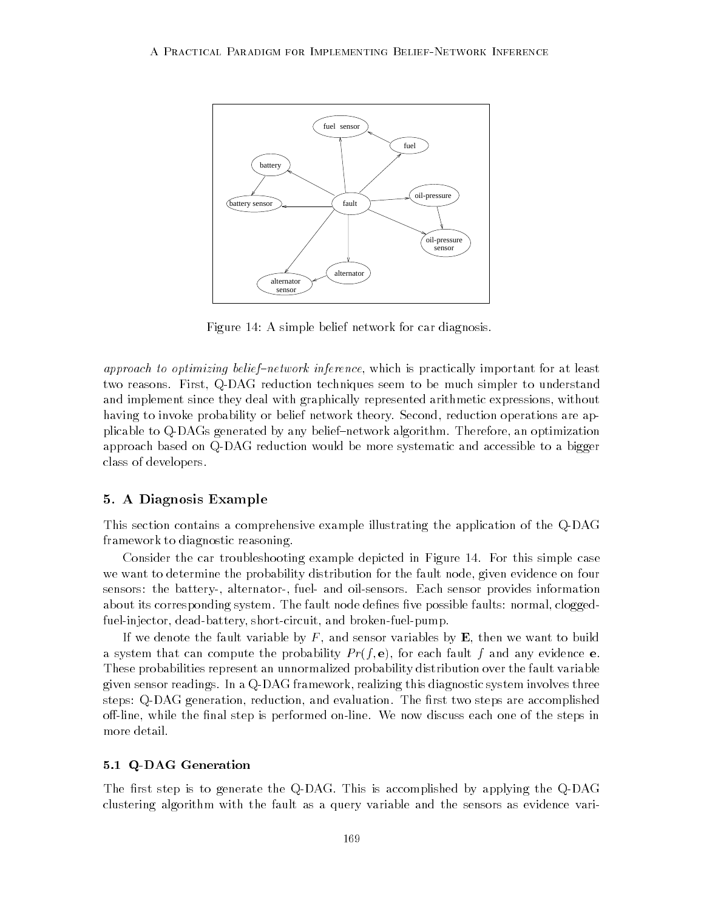Figure 14: A simple belief network for car diagnosis.

*approach to optimizing belief–network inference*, which is practically important for at least two reasons. First, Q-DAG reduction techniques seem to be much simpler to understand and implement since they deal with graphically represented arithmetic expressions, without having to invoke probability or belief network theory. Second, reduction operations are applicable to Q-DAGs generated by any belief–network algorithm. Therefore, an optimization approach based on Q-DAG reduction would be more systematic and accessible to a bigger class of developers.

## 5. A Diagnosis Example

This section contains a comprehensive example illustrating the application of the Q-DAG framework to diagnostic reasoning.

Consider the car troubleshooting example depicted in Figure 14. For this simple case we want to determine the probability distribution for the fault node, given evidence on four sensors: the battery-, alternator-, fuel- and oil-sensors. Each sensor provides information about its corresponding system. The fault node defines five possible faults: normal, clogged-fuel-injector, dead-battery, short-circuit, and broken-fuel-pump.

If we denote the fault variable by $F$, and sensor variables by $\mathbf{E}$, then we want to build a system that can compute the probability $Pr(f, \mathbf{e})$, for each fault $f$ and any evidence $\mathbf{e}$. These probabilities represent an unnormalized probability distribution over the fault variable given sensor readings. In a Q-DAG framework, realizing this diagnostic system involves three steps: Q-DAG generation, reduction, and evaluation. The first two steps are accomplished off-line, while the final step is performed on-line. We now discuss each one of the steps in more detail.

### 5.1 Q-DAG Generation

The first step is to generate the Q-DAG. This is accomplished by applying the Q-DAG clustering algorithm with the fault as a query variable and the sensors as evidence vari-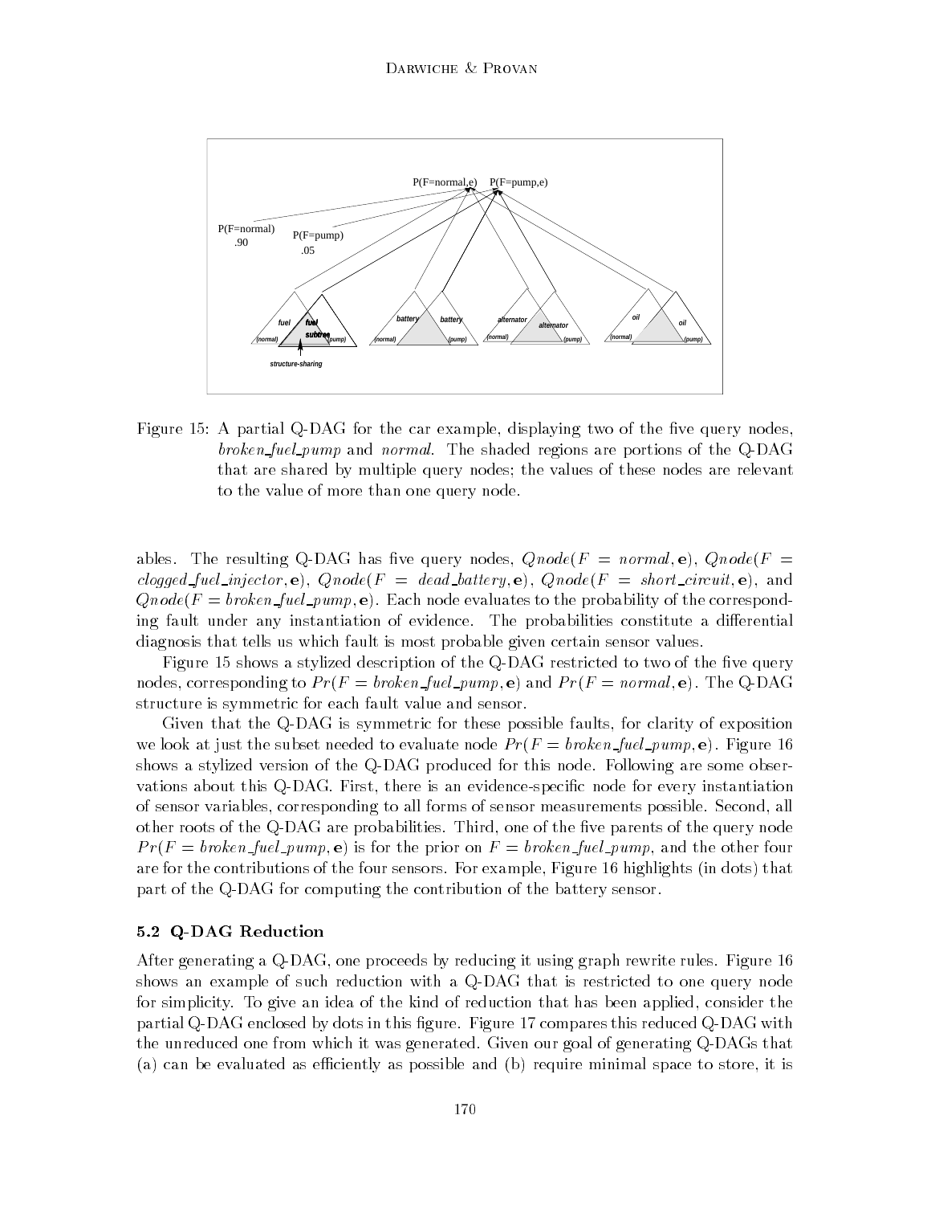Figure 15: A partial Q-DAG for the car example, displaying two of the five query nodes, *broken_fuel_pump* and *normal*. The shaded regions are portions of the Q-DAG that are shared by multiple query nodes; the values of these nodes are relevant to the value of more than one query node.

ables. The resulting Q-DAG has five query nodes, $Qnode(F = normal, \mathbf{e})$, $Qnode(F = clogged\_fuel\_injector, \mathbf{e})$, $Qnode(F = dead\_battery, \mathbf{e})$, $Qnode(F = short\_circuit, \mathbf{e})$, and $Qnode(F = broken\_fuel\_pump, \mathbf{e})$. Each node evaluates to the probability of the corresponding fault under any instantiation of evidence. The probabilities constitute a differential diagnosis that tells us which fault is most probable given certain sensor values.

Figure 15 shows a stylized description of the Q-DAG restricted to two of the five query nodes, corresponding to $Pr(F = broken\_fuel\_pump, \mathbf{e})$ and $Pr(F = normal, \mathbf{e})$. The Q-DAG structure is symmetric for each fault value and sensor.

Given that the Q-DAG is symmetric for these possible faults, for clarity of exposition we look at just the subset needed to evaluate node $Pr(F = broken\_fuel\_pump, \mathbf{e})$. Figure 16 shows a stylized version of the Q-DAG produced for this node. Following are some observations about this Q-DAG. First, there is an evidence-specific node for every instantiation of sensor variables, corresponding to all forms of sensor measurements possible. Second, all other roots of the Q-DAG are probabilities. Third, one of the five parents of the query node $Pr(F = broken\_fuel\_pump, \mathbf{e})$ is for the prior on $F = broken\_fuel\_pump$, and the other four are for the contributions of the four sensors. For example, Figure 16 highlights (in dots) that part of the Q-DAG for computing the contribution of the battery sensor.

### 5.2 Q-DAG Reduction

After generating a Q-DAG, one proceeds by reducing it using graph rewrite rules. Figure 16 shows an example of such reduction with a Q-DAG that is restricted to one query node for simplicity. To give an idea of the kind of reduction that has been applied, consider the partial Q-DAG enclosed by dots in this figure. Figure 17 compares this reduced Q-DAG with the unreduced one from which it was generated. Given our goal of generating Q-DAGs that (a) can be evaluated as efficiently as possible and (b) require minimal space to store, it is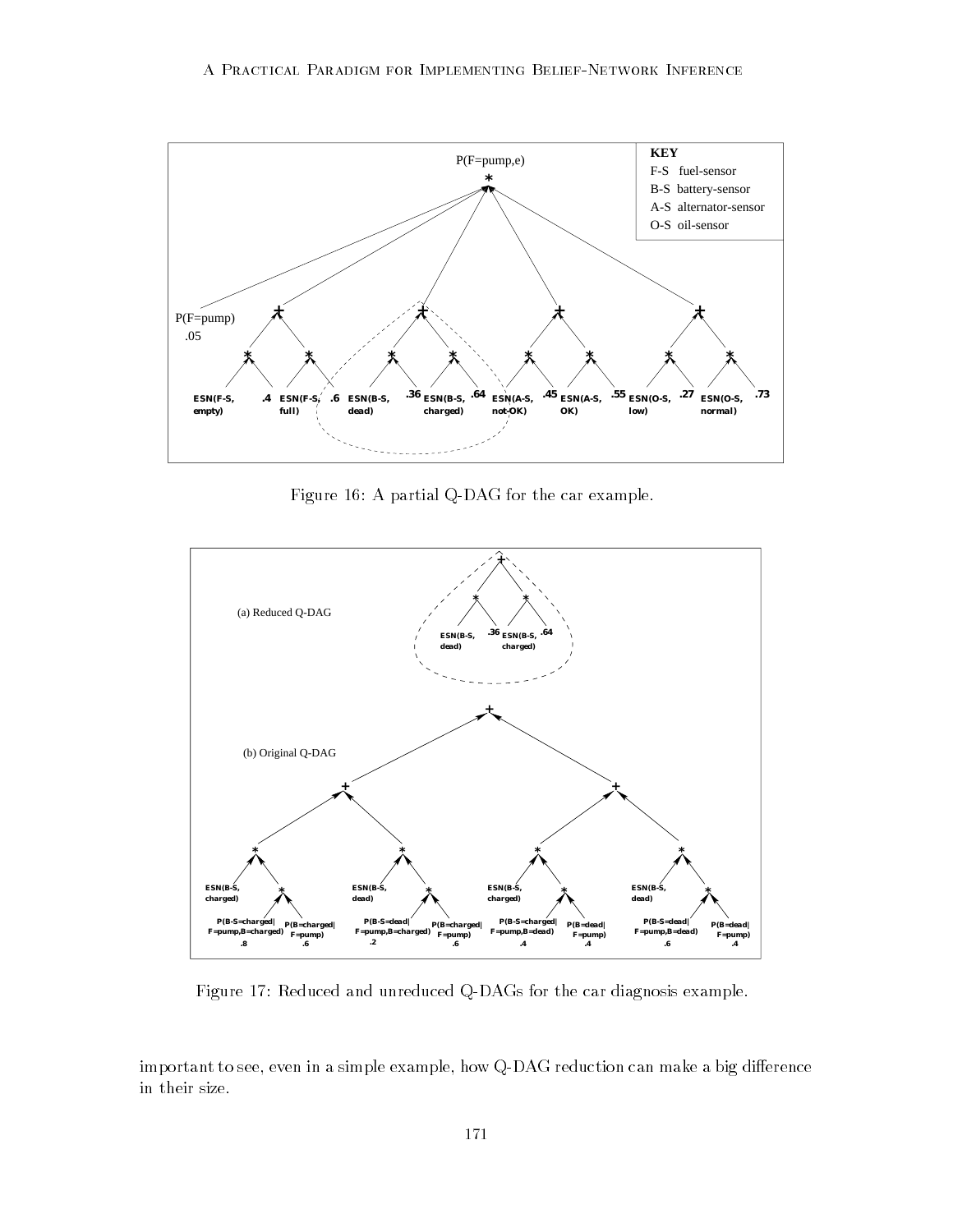Figure 16: A partial Q-DAG for the car example.

Figure 17: Reduced and unreduced Q-DAGs for the car diagnosis example.

important to see, even in a simple example, how Q-DAG reduction can make a big difference in their size.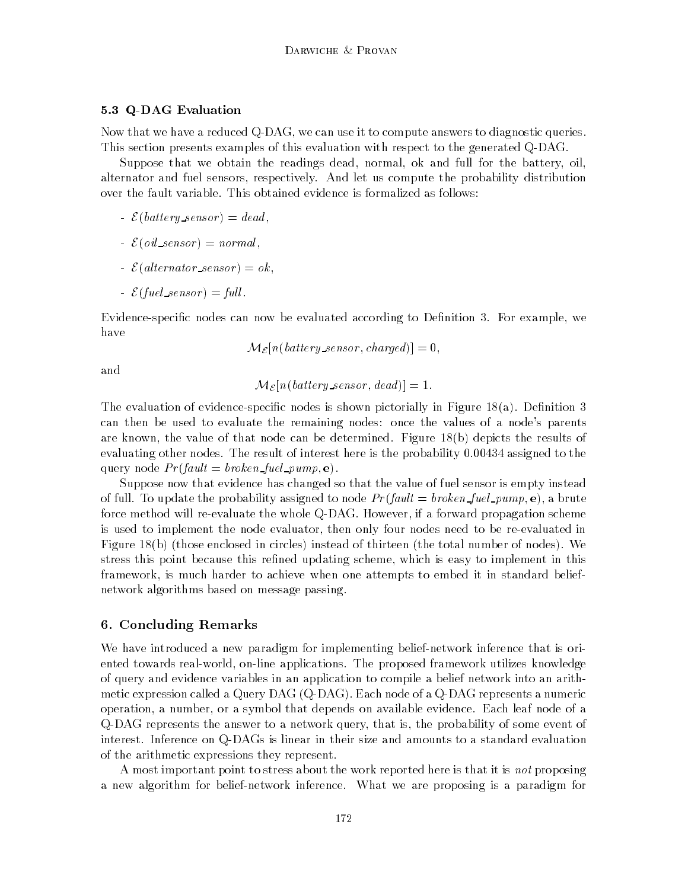### 5.3 Q-DAG Evaluation

Now that we have a reduced Q-DAG, we can use it to compute answers to diagnostic queries. This section presents examples of this evaluation with respect to the generated Q-DAG.

Suppose that we obtain the readings dead, normal, ok and full for the battery, oil, alternator and fuel sensors, respectively. And let us compute the probability distribution over the fault variable. This obtained evidence is formalized as follows:

- $\mathcal{E}(battery\_sensor) = dead$,
- $\mathcal{E}(oil\_sensor) = normal$,
- $\mathcal{E}(alternator\_sensor) = ok$,
- $\mathcal{E}(fuel\_sensor) = full$.

Evidence-specific nodes can now be evaluated according to Definition 3. For example, we have

$$\mathcal{M}_{\mathcal{E}}[n(battery\_sensor, charged)] = 0,$$

and

$$\mathcal{M}_{\mathcal{E}}[n(battery\_sensor, dead)] = 1.$$

The evaluation of evidence-specific nodes is shown pictorially in Figure 18(a). Definition 3 can then be used to evaluate the remaining nodes: once the values of a node's parents are known, the value of that node can be determined. Figure 18(b) depicts the results of evaluating other nodes. The result of interest here is the probability 0.00434 assigned to the query node $Pr(fault = broken\_fuel\_pump, \mathbf{e})$.

Suppose now that evidence has changed so that the value of fuel sensor is empty instead of full. To update the probability assigned to node $Pr(fault = broken\_fuel\_pump, \mathbf{e})$, a brute force method will re-evaluate the whole Q-DAG. However, if a forward propagation scheme is used to implement the node evaluator, then only four nodes need to be re-evaluated in Figure 18(b) (those enclosed in circles) instead of thirteen (the total number of nodes). We stress this point because this refined updating scheme, which is easy to implement in this framework, is much harder to achieve when one attempts to embed it in standard belief-network algorithms based on message passing.

## 6. Concluding Remarks

We have introduced a new paradigm for implementing belief-network inference that is oriented towards real-world, on-line applications. The proposed framework utilizes knowledge of query and evidence variables in an application to compile a belief network into an arithmetic expression called a Query DAG (Q-DAG). Each node of a Q-DAG represents a numeric operation, a number, or a symbol that depends on available evidence. Each leaf node of a Q-DAG represents the answer to a network query, that is, the probability of some event of interest. Inference on Q-DAGs is linear in their size and amounts to a standard evaluation of the arithmetic expressions they represent.

A most important point to stress about the work reported here is that it is *not* proposing a new algorithm for belief-network inference. What we are proposing is a paradigm for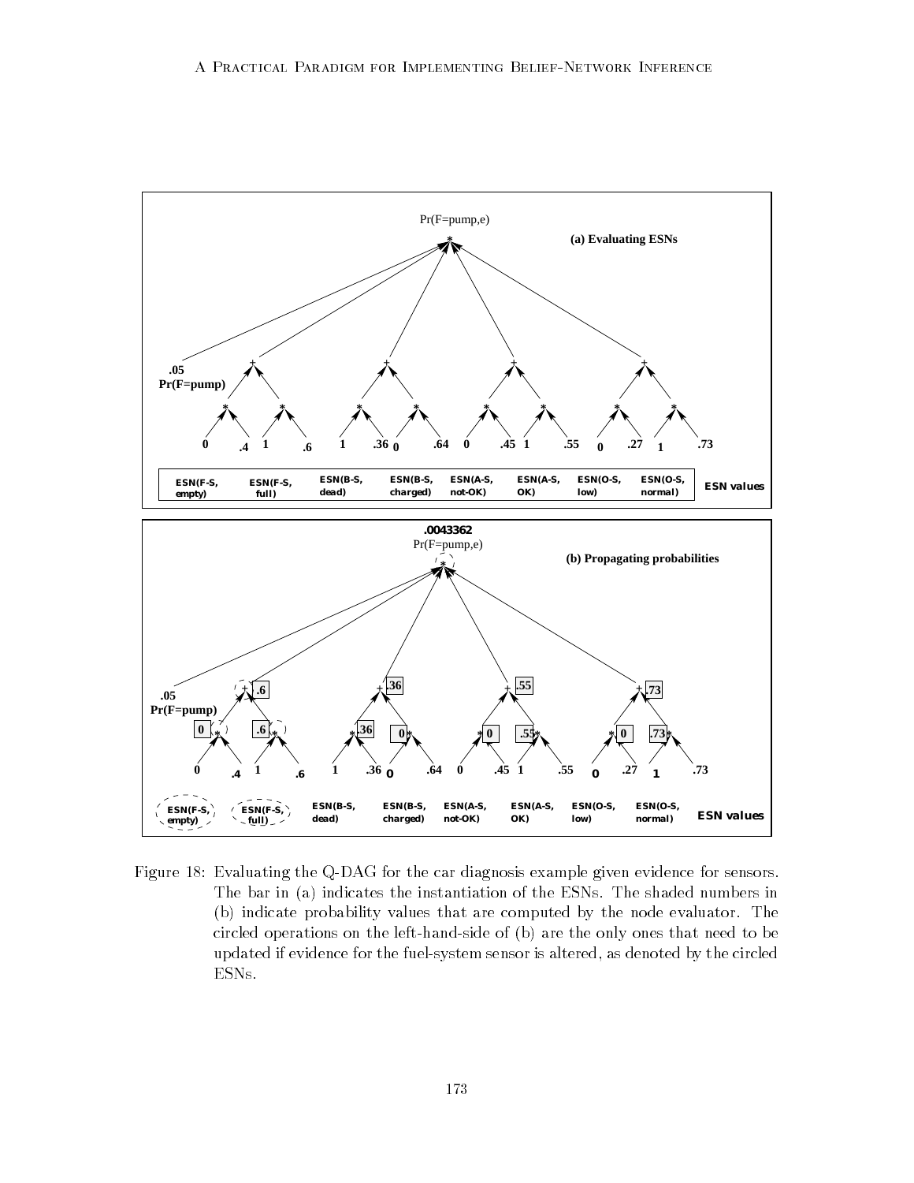Figure 18: Evaluating the Q-DAG for the car diagnosis example given evidence for sensors. The bar in (a) indicates the instantiation of the ESNs. The shaded numbers in (b) indicate probability values that are computed by the node evaluator. The circled operations on the left-hand-side of (b) are the only ones that need to be updated if evidence for the fuel-system sensor is altered, as denoted by the circled ESNs.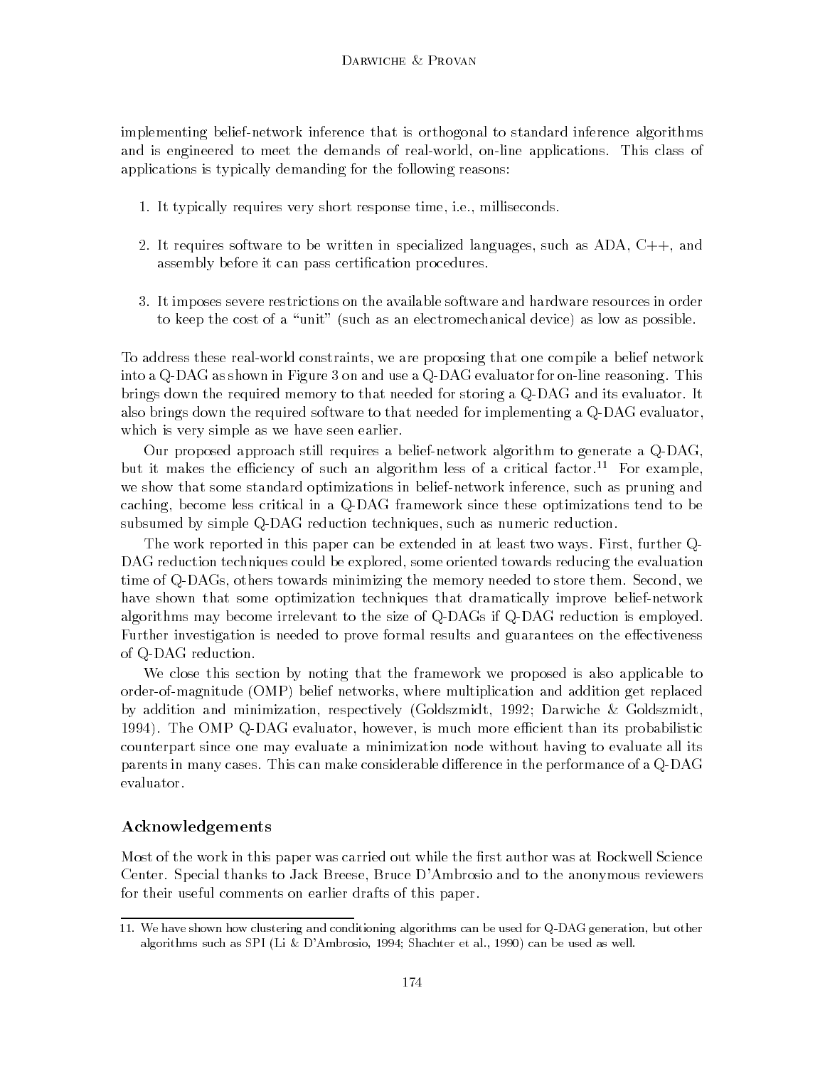implementing belief-network inference that is orthogonal to standard inference algorithms and is engineered to meet the demands of real-world, on-line applications. This class of applications is typically demanding for the following reasons:

1. It typically requires very short response time, i.e., milliseconds.
2. It requires software to be written in specialized languages, such as ADA, C++, and assembly before it can pass certification procedures.
3. It imposes severe restrictions on the available software and hardware resources in order to keep the cost of a "unit" (such as an electromechanical device) as low as possible.

To address these real-world constraints, we are proposing that one compile a belief network into a Q-DAG as shown in Figure 3 on and use a Q-DAG evaluator for on-line reasoning. This brings down the required memory to that needed for storing a Q-DAG and its evaluator. It also brings down the required software to that needed for implementing a Q-DAG evaluator, which is very simple as we have seen earlier.

Our proposed approach still requires a belief-network algorithm to generate a Q-DAG, but it makes the efficiency of such an algorithm less of a critical factor.[11] For example, we show that some standard optimizations in belief-network inference, such as pruning and caching, become less critical in a Q-DAG framework since these optimizations tend to be subsumed by simple Q-DAG reduction techniques, such as numeric reduction.

The work reported in this paper can be extended in at least two ways. First, further Q-DAG reduction techniques could be explored, some oriented towards reducing the evaluation time of Q-DAGs, others towards minimizing the memory needed to store them. Second, we have shown that some optimization techniques that dramatically improve belief-network algorithms may become irrelevant to the size of Q-DAGs if Q-DAG reduction is employed. Further investigation is needed to prove formal results and guarantees on the effectiveness of Q-DAG reduction.

We close this section by noting that the framework we proposed is also applicable to order-of-magnitude (OMP) belief networks, where multiplication and addition get replaced by addition and minimization, respectively (Goldszmidt, 1992; Darwiche & Goldszmidt, 1994). The OMP Q-DAG evaluator, however, is much more efficient than its probabilistic counterpart since one may evaluate a minimization node without having to evaluate all its parents in many cases. This can make considerable difference in the performance of a Q-DAG evaluator.

## Acknowledgements

Most of the work in this paper was carried out while the first author was at Rockwell Science Center. Special thanks to Jack Breese, Bruce D'Ambrosio and to the anonymous reviewers for their useful comments on earlier drafts of this paper.

---

11. We have shown how clustering and conditioning algorithms can be used for Q-DAG generation, but other algorithms such as SPI (Li & D'Ambrosio, 1994; Shachter et al., 1990) can be used as well.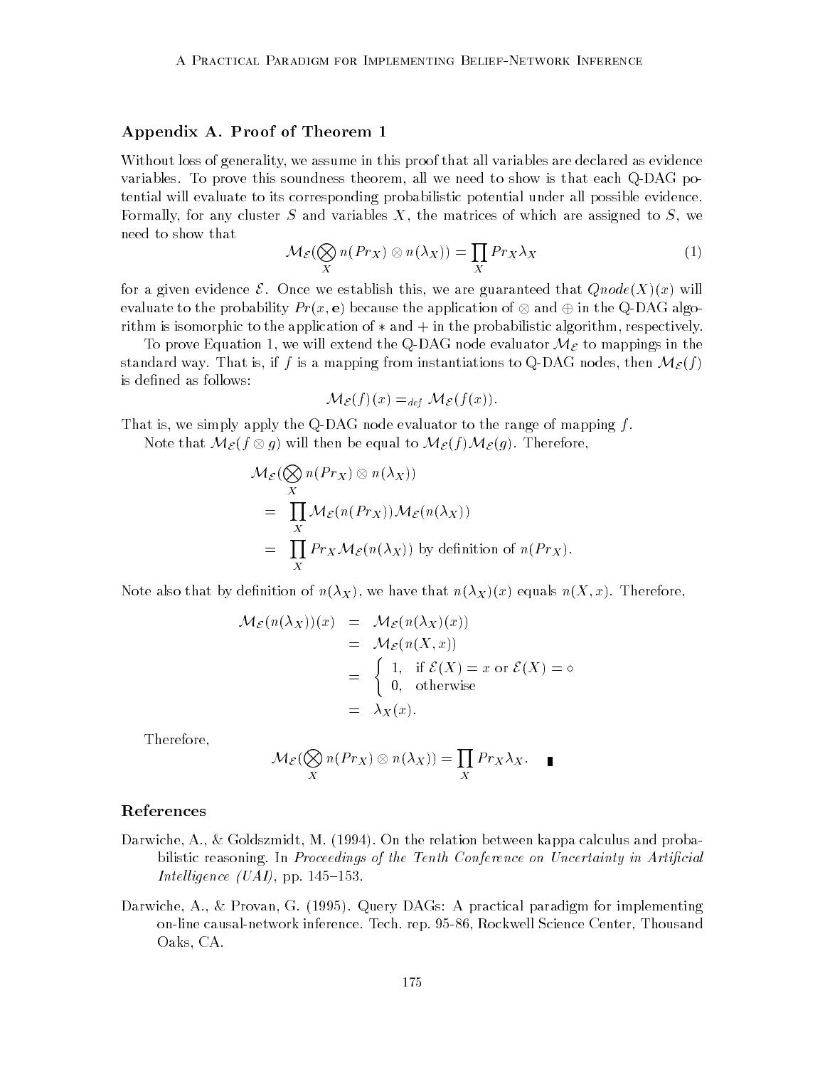## Appendix A. Proof of Theorem 1

Without loss of generality, we assume in this proof that all variables are declared as evidence variables. To prove this soundness theorem, all we need to show is that each Q-DAG potential will evaluate to its corresponding probabilistic potential under all possible evidence. Formally, for any cluster $S$ and variables $X$, the matrices of which are assigned to $S$, we need to show that

$$\mathcal{M}_{\mathcal{E}}(\bigotimes_X n(Pr_X) \otimes n(\lambda_X)) = \prod_X Pr_X \lambda_X \tag{1}$$

for a given evidence $\mathcal{E}$. Once we establish this, we are guaranteed that $Qnode(X)(x)$ will evaluate to the probability $Pr(x, \mathbf{e})$ because the application of $\otimes$ and $\oplus$ in the Q-DAG algorithm is isomorphic to the application of $*$ and $+$ in the probabilistic algorithm, respectively.

To prove Equation 1, we will extend the Q-DAG node evaluator $\mathcal{M}_{\mathcal{E}}$ to mappings in the standard way. That is, if $f$ is a mapping from instantiations to Q-DAG nodes, then $\mathcal{M}_{\mathcal{E}}(f)$ is defined as follows:

$$\mathcal{M}_{\mathcal{E}}(f)(x) =_{def} \mathcal{M}_{\mathcal{E}}(f(x)).$$

That is, we simply apply the Q-DAG node evaluator to the range of mapping $f$.

Note that $\mathcal{M}_{\mathcal{E}}(f \otimes g)$ will then be equal to $\mathcal{M}_{\mathcal{E}}(f)\mathcal{M}_{\mathcal{E}}(g)$. Therefore,

$$\begin{aligned}
&\mathcal{M}_{\mathcal{E}}(\bigotimes_X n(Pr_X) \otimes n(\lambda_X)) \\
&= \prod_X \mathcal{M}_{\mathcal{E}}(n(Pr_X))\mathcal{M}_{\mathcal{E}}(n(\lambda_X)) \\
&= \prod_X Pr_X \mathcal{M}_{\mathcal{E}}(n(\lambda_X)) \text{ by definition of } n(Pr_X).
\end{aligned}$$

Note also that by definition of $n(\lambda_X)$, we have that $n(\lambda_X)(x)$ equals $n(X, x)$. Therefore,

$$\begin{aligned}
\mathcal{M}_{\mathcal{E}}(n(\lambda_X))(x) &= \mathcal{M}_{\mathcal{E}}(n(\lambda_X)(x)) \\
&= \mathcal{M}_{\mathcal{E}}(n(X, x)) \\
&= \begin{cases} 1, & \text{if } \mathcal{E}(X) = x \text{ or } \mathcal{E}(X) = \diamond \\ 0, & \text{otherwise} \end{cases} \\
&= \lambda_X(x).
\end{aligned}$$

Therefore,

$$\mathcal{M}_{\mathcal{E}}(\bigotimes_X n(Pr_X) \otimes n(\lambda_X)) = \prod_X Pr_X \lambda_X. \quad \blacksquare$$

## References

Darwiche, A., & Goldszmidt, M. (1994). On the relation between kappa calculus and probabilistic reasoning. In *Proceedings of the Tenth Conference on Uncertainty in Artificial Intelligence (UAI)*, pp. 145–153.

Darwiche, A., & Provan, G. (1995). Query DAGs: A practical paradigm for implementing on-line causal-network inference. Tech. rep. 95-86, Rockwell Science Center, Thousand Oaks, CA.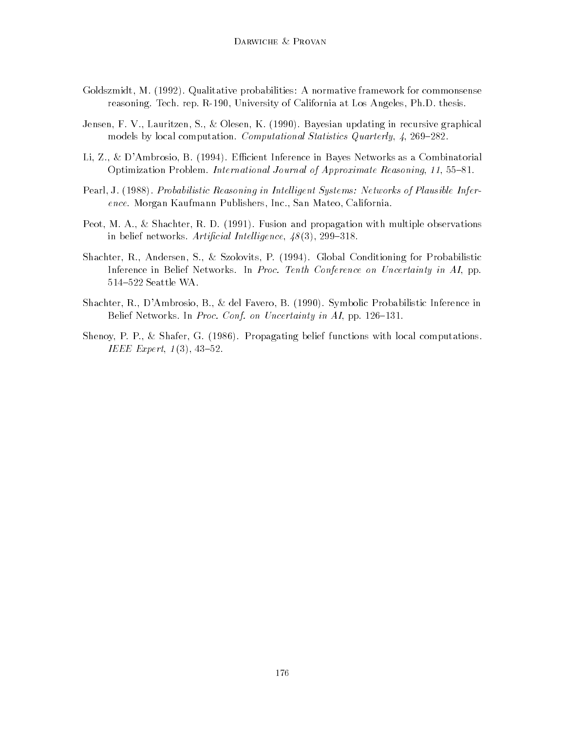Goldszmidt, M. (1992). Qualitative probabilities: A normative framework for commonsense reasoning. Tech. rep. R-190, University of California at Los Angeles, Ph.D. thesis.

Jensen, F. V., Lauritzen, S., & Olesen, K. (1990). Bayesian updating in recursive graphical models by local computation. *Computational Statistics Quarterly*, *4*, 269–282.

Li, Z., & D'Ambrosio, B. (1994). Efficient Inference in Bayes Networks as a Combinatorial Optimization Problem. *International Journal of Approximate Reasoning*, *11*, 55–81.

Pearl, J. (1988). *Probabilistic Reasoning in Intelligent Systems: Networks of Plausible Inference*. Morgan Kaufmann Publishers, Inc., San Mateo, California.

Peot, M. A., & Shachter, R. D. (1991). Fusion and propagation with multiple observations in belief networks. *Artificial Intelligence*, *48*(3), 299–318.

Shachter, R., Andersen, S., & Szolovits, P. (1994). Global Conditioning for Probabilistic Inference in Belief Networks. In *Proc. Tenth Conference on Uncertainty in AI*, pp. 514–522 Seattle WA.

Shachter, R., D'Ambrosio, B., & del Favero, B. (1990). Symbolic Probabilistic Inference in Belief Networks. In *Proc. Conf. on Uncertainty in AI*, pp. 126–131.

Shenoy, P. P., & Shafer, G. (1986). Propagating belief functions with local computations. *IEEE Expert*, *1*(3), 43–52.